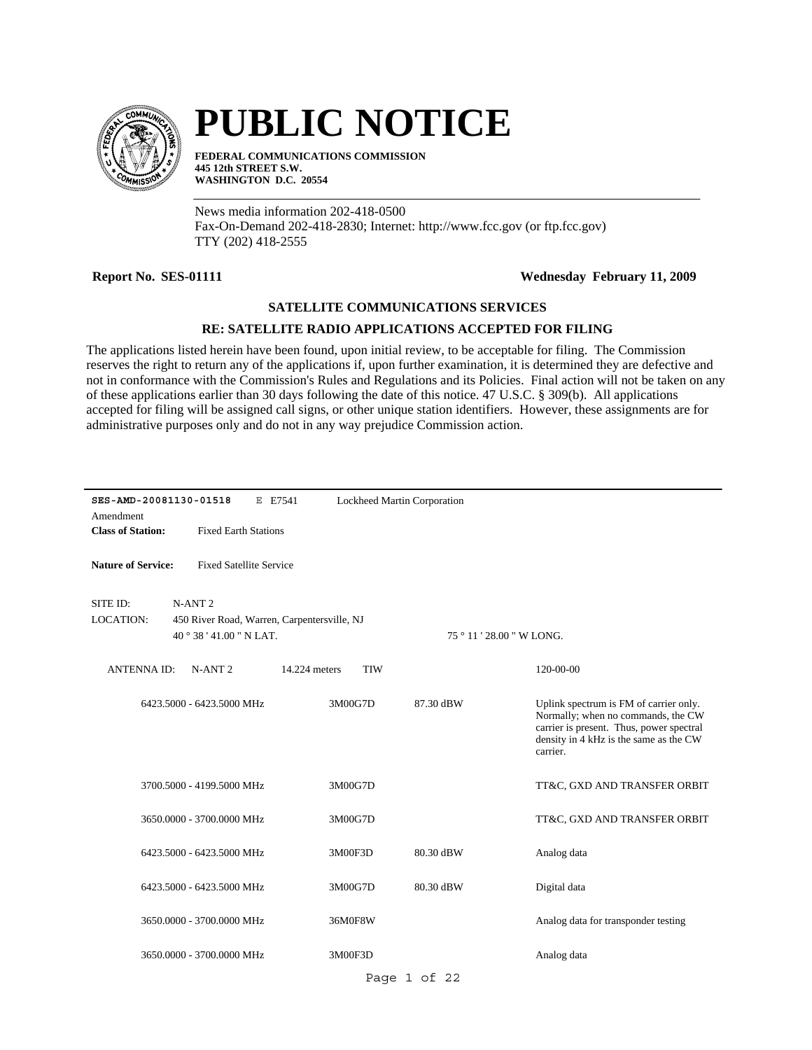# PUBLIC NOTICE

**FEDERAL COMMUNICATIONS COMMISSION**
**445 12th STREET S.W.**
**WASHINGTON D.C. 20554**

News media information 202-418-0500
Fax-On-Demand 202-418-2830; Internet: http://www.fcc.gov (or ftp.fcc.gov)
TTY (202) 418-2555

**Report No. SES-01111** **Wednesday February 11, 2009**

### SATELLITE COMMUNICATIONS SERVICES

### RE: SATELLITE RADIO APPLICATIONS ACCEPTED FOR FILING

The applications listed herein have been found, upon initial review, to be acceptable for filing. The Commission reserves the right to return any of the applications if, upon further examination, it is determined they are defective and not in conformance with the Commission's Rules and Regulations and its Policies. Final action will not be taken on any of these applications earlier than 30 days following the date of this notice. 47 U.S.C. § 309(b). All applications accepted for filing will be assigned call signs, or other unique station identifiers. However, these assignments are for administrative purposes only and do not in any way prejudice Commission action.

---

**SES-AMD-20081130-01518** E E7541 Lockheed Martin Corporation

Amendment

**Class of Station:** Fixed Earth Stations

**Nature of Service:** Fixed Satellite Service

SITE ID: N-ANT 2

LOCATION: 450 River Road, Warren, Carpentersville, NJ

40 ° 38 ' 41.00 " N LAT. 75 ° 11 ' 28.00 " W LONG.

ANTENNA ID: N-ANT 2 14.224 meters TIW 120-00-00

| Frequency | Emission | Power | Description |
|---|---|---|---|
| 6423.5000 - 6423.5000 MHz | 3M00G7D | 87.30 dBW | Uplink spectrum is FM of carrier only. Normally; when no commands, the CW carrier is present. Thus, power spectral density in 4 kHz is the same as the CW carrier. |
| 3700.5000 - 4199.5000 MHz | 3M00G7D | | TT&C, GXD AND TRANSFER ORBIT |
| 3650.0000 - 3700.0000 MHz | 3M00G7D | | TT&C, GXD AND TRANSFER ORBIT |
| 6423.5000 - 6423.5000 MHz | 3M00F3D | 80.30 dBW | Analog data |
| 6423.5000 - 6423.5000 MHz | 3M00G7D | 80.30 dBW | Digital data |
| 3650.0000 - 3700.0000 MHz | 36M0F8W | | Analog data for transponder testing |
| 3650.0000 - 3700.0000 MHz | 3M00F3D | | Analog data |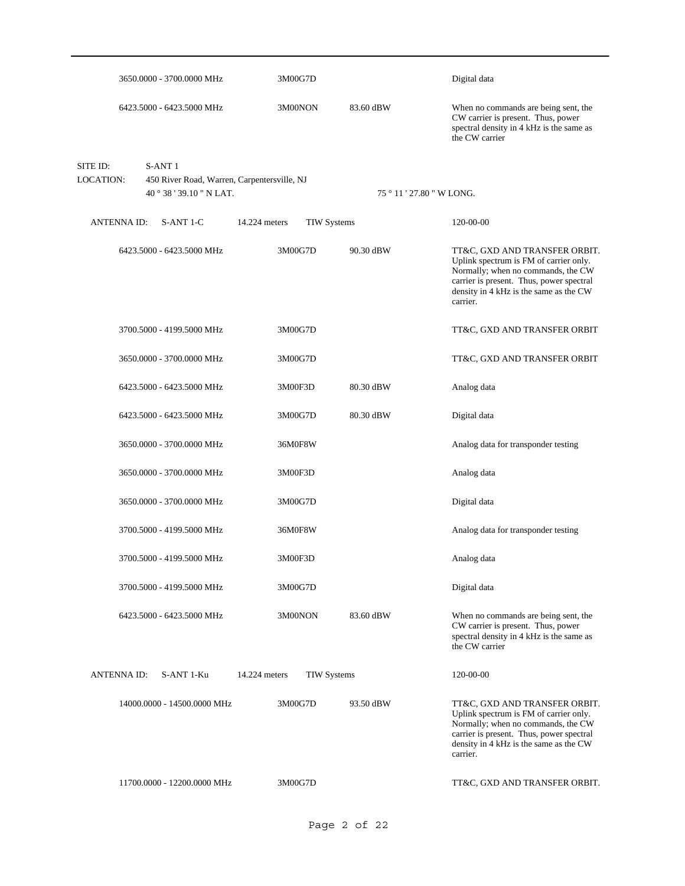| Frequency | Emission | Power | Remarks |
|---|---|---|---|
| 3650.0000 - 3700.0000 MHz | 3M00G7D | | Digital data |
| 6423.5000 - 6423.5000 MHz | 3M00NON | 83.60 dBW | When no commands are being sent, the CW carrier is present. Thus, power spectral density in 4 kHz is the same as the CW carrier |

SITE ID: S-ANT 1

LOCATION: 450 River Road, Warren, Carpentersville, NJ

40 ° 38 ' 39.10 " N LAT. 75 ° 11 ' 27.80 " W LONG.

ANTENNA ID: S-ANT 1-C 14.224 meters TIW Systems 120-00-00

| Frequency | Emission | Power | Remarks |
|---|---|---|---|
| 6423.5000 - 6423.5000 MHz | 3M00G7D | 90.30 dBW | TT&C, GXD AND TRANSFER ORBIT. Uplink spectrum is FM of carrier only. Normally; when no commands, the CW carrier is present. Thus, power spectral density in 4 kHz is the same as the CW carrier. |
| 3700.5000 - 4199.5000 MHz | 3M00G7D | | TT&C, GXD AND TRANSFER ORBIT |
| 3650.0000 - 3700.0000 MHz | 3M00G7D | | TT&C, GXD AND TRANSFER ORBIT |
| 6423.5000 - 6423.5000 MHz | 3M00F3D | 80.30 dBW | Analog data |
| 6423.5000 - 6423.5000 MHz | 3M00G7D | 80.30 dBW | Digital data |
| 3650.0000 - 3700.0000 MHz | 36M0F8W | | Analog data for transponder testing |
| 3650.0000 - 3700.0000 MHz | 3M00F3D | | Analog data |
| 3650.0000 - 3700.0000 MHz | 3M00G7D | | Digital data |
| 3700.5000 - 4199.5000 MHz | 36M0F8W | | Analog data for transponder testing |
| 3700.5000 - 4199.5000 MHz | 3M00F3D | | Analog data |
| 3700.5000 - 4199.5000 MHz | 3M00G7D | | Digital data |
| 6423.5000 - 6423.5000 MHz | 3M00NON | 83.60 dBW | When no commands are being sent, the CW carrier is present. Thus, power spectral density in 4 kHz is the same as the CW carrier |

ANTENNA ID: S-ANT 1-Ku 14.224 meters TIW Systems 120-00-00

| Frequency | Emission | Power | Remarks |
|---|---|---|---|
| 14000.0000 - 14500.0000 MHz | 3M00G7D | 93.50 dBW | TT&C, GXD AND TRANSFER ORBIT. Uplink spectrum is FM of carrier only. Normally; when no commands, the CW carrier is present. Thus, power spectral density in 4 kHz is the same as the CW carrier. |
| 11700.0000 - 12200.0000 MHz | 3M00G7D | | TT&C, GXD AND TRANSFER ORBIT. |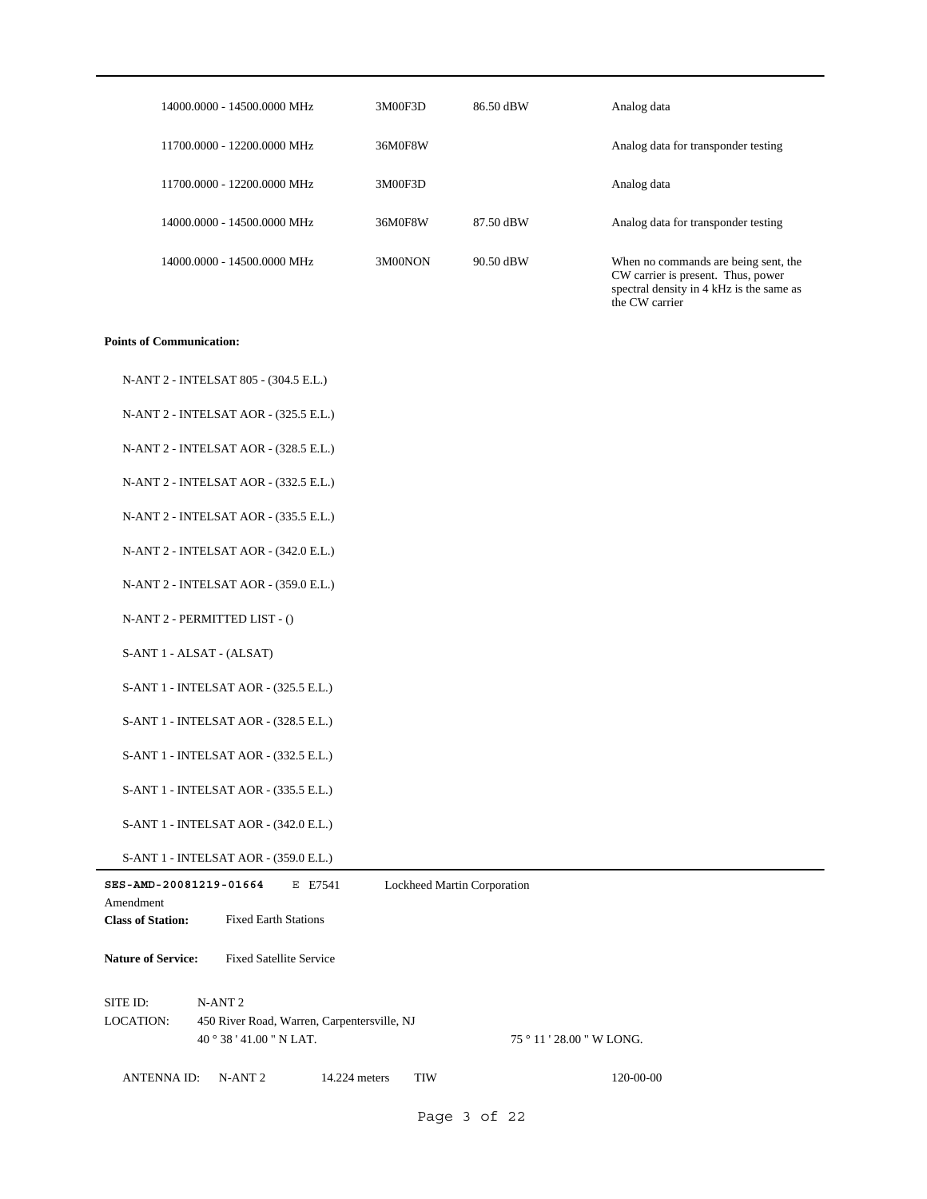| | | | |
|---|---|---|---|
| 14000.0000 - 14500.0000 MHz | 3M00F3D | 86.50 dBW | Analog data |
| 11700.0000 - 12200.0000 MHz | 36M0F8W | | Analog data for transponder testing |
| 11700.0000 - 12200.0000 MHz | 3M00F3D | | Analog data |
| 14000.0000 - 14500.0000 MHz | 36M0F8W | 87.50 dBW | Analog data for transponder testing |
| 14000.0000 - 14500.0000 MHz | 3M00NON | 90.50 dBW | When no commands are being sent, the CW carrier is present. Thus, power spectral density in 4 kHz is the same as the CW carrier |

**Points of Communication:**

N-ANT 2 - INTELSAT 805 - (304.5 E.L.)

N-ANT 2 - INTELSAT AOR - (325.5 E.L.)

N-ANT 2 - INTELSAT AOR - (328.5 E.L.)

N-ANT 2 - INTELSAT AOR - (332.5 E.L.)

N-ANT 2 - INTELSAT AOR - (335.5 E.L.)

N-ANT 2 - INTELSAT AOR - (342.0 E.L.)

N-ANT 2 - INTELSAT AOR - (359.0 E.L.)

N-ANT 2 - PERMITTED LIST - ()

S-ANT 1 - ALSAT - (ALSAT)

S-ANT 1 - INTELSAT AOR - (325.5 E.L.)

S-ANT 1 - INTELSAT AOR - (328.5 E.L.)

S-ANT 1 - INTELSAT AOR - (332.5 E.L.)

S-ANT 1 - INTELSAT AOR - (335.5 E.L.)

S-ANT 1 - INTELSAT AOR - (342.0 E.L.)

S-ANT 1 - INTELSAT AOR - (359.0 E.L.)

---

**SES-AMD-20081219-01664** E E7541 Lockheed Martin Corporation

Amendment

**Class of Station:** Fixed Earth Stations

**Nature of Service:** Fixed Satellite Service

SITE ID: N-ANT 2

LOCATION: 450 River Road, Warren, Carpentersville, NJ

40 ° 38 ' 41.00 " N LAT. 75 ° 11 ' 28.00 " W LONG.

ANTENNA ID: N-ANT 2 14.224 meters TIW 120-00-00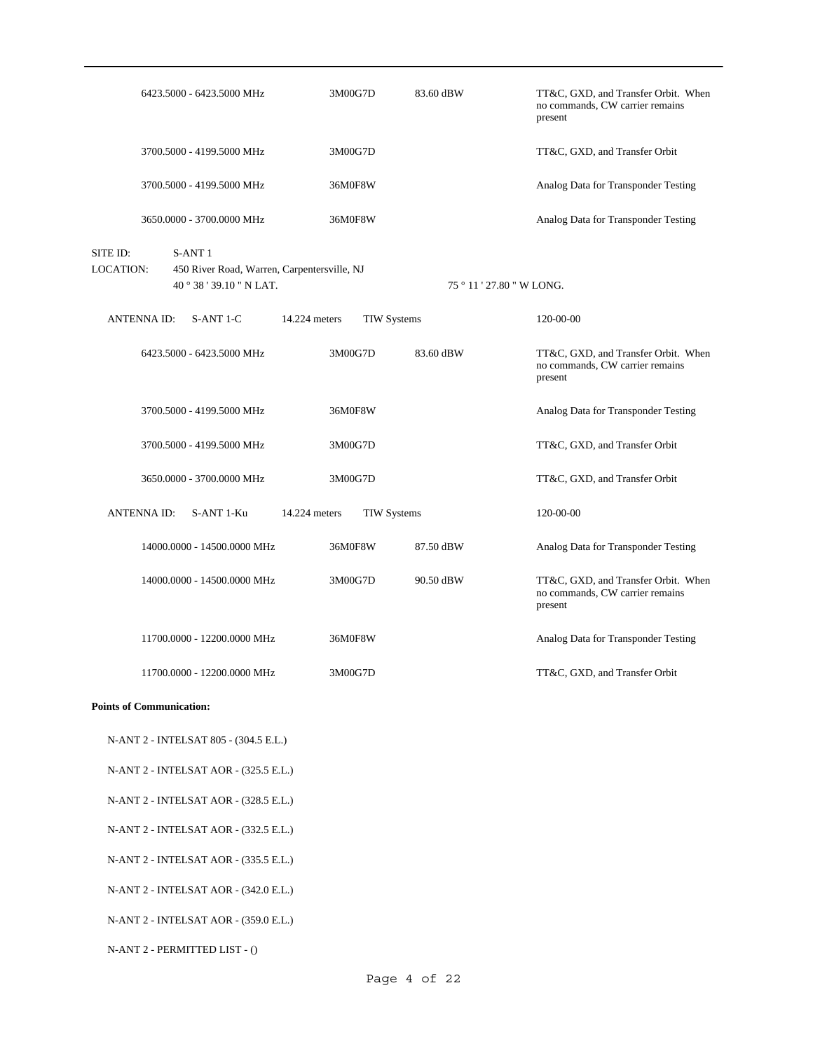| | | | |
|---|---|---|---|
| 6423.5000 - 6423.5000 MHz | 3M00G7D | 83.60 dBW | TT&C, GXD, and Transfer Orbit. When no commands, CW carrier remains present |
| 3700.5000 - 4199.5000 MHz | 3M00G7D | | TT&C, GXD, and Transfer Orbit |
| 3700.5000 - 4199.5000 MHz | 36M0F8W | | Analog Data for Transponder Testing |
| 3650.0000 - 3700.0000 MHz | 36M0F8W | | Analog Data for Transponder Testing |

SITE ID: S-ANT 1

LOCATION: 450 River Road, Warren, Carpentersville, NJ

40 ° 38 ' 39.10 " N LAT. 75 ° 11 ' 27.80 " W LONG.

ANTENNA ID: S-ANT 1-C 14.224 meters TIW Systems 120-00-00

| | | | |
|---|---|---|---|
| 6423.5000 - 6423.5000 MHz | 3M00G7D | 83.60 dBW | TT&C, GXD, and Transfer Orbit. When no commands, CW carrier remains present |
| 3700.5000 - 4199.5000 MHz | 36M0F8W | | Analog Data for Transponder Testing |
| 3700.5000 - 4199.5000 MHz | 3M00G7D | | TT&C, GXD, and Transfer Orbit |
| 3650.0000 - 3700.0000 MHz | 3M00G7D | | TT&C, GXD, and Transfer Orbit |

ANTENNA ID: S-ANT 1-Ku 14.224 meters TIW Systems 120-00-00

| | | | |
|---|---|---|---|
| 14000.0000 - 14500.0000 MHz | 36M0F8W | 87.50 dBW | Analog Data for Transponder Testing |
| 14000.0000 - 14500.0000 MHz | 3M00G7D | 90.50 dBW | TT&C, GXD, and Transfer Orbit. When no commands, CW carrier remains present |
| 11700.0000 - 12200.0000 MHz | 36M0F8W | | Analog Data for Transponder Testing |
| 11700.0000 - 12200.0000 MHz | 3M00G7D | | TT&C, GXD, and Transfer Orbit |

**Points of Communication:**

N-ANT 2 - INTELSAT 805 - (304.5 E.L.)

N-ANT 2 - INTELSAT AOR - (325.5 E.L.)

N-ANT 2 - INTELSAT AOR - (328.5 E.L.)

N-ANT 2 - INTELSAT AOR - (332.5 E.L.)

N-ANT 2 - INTELSAT AOR - (335.5 E.L.)

N-ANT 2 - INTELSAT AOR - (342.0 E.L.)

N-ANT 2 - INTELSAT AOR - (359.0 E.L.)

N-ANT 2 - PERMITTED LIST - ()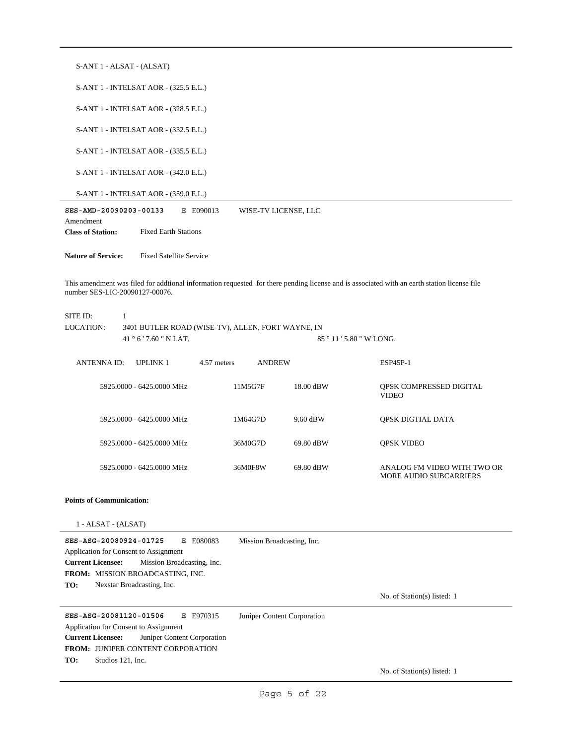S-ANT 1 - ALSAT - (ALSAT)

S-ANT 1 - INTELSAT AOR - (325.5 E.L.)

S-ANT 1 - INTELSAT AOR - (328.5 E.L.)

S-ANT 1 - INTELSAT AOR - (332.5 E.L.)

S-ANT 1 - INTELSAT AOR - (335.5 E.L.)

S-ANT 1 - INTELSAT AOR - (342.0 E.L.)

S-ANT 1 - INTELSAT AOR - (359.0 E.L.)

---

**SES-AMD-20090203-00133** E E090013 WISE-TV LICENSE, LLC

Amendment

**Class of Station:** Fixed Earth Stations

**Nature of Service:** Fixed Satellite Service

This amendment was filed for addtional information requested for there pending license and is associated with an earth station license file number SES-LIC-20090127-00076.

SITE ID: 1

LOCATION: 3401 BUTLER ROAD (WISE-TV), ALLEN, FORT WAYNE, IN

41 ° 6 ' 7.60 " N LAT. 85 ° 11 ' 5.80 " W LONG.

ANTENNA ID: UPLINK 1 4.57 meters ANDREW ESP45P-1

| Frequency | Emission | Power | Description |
|---|---|---|---|
| 5925.0000 - 6425.0000 MHz | 11M5G7F | 18.00 dBW | QPSK COMPRESSED DIGITAL VIDEO |
| 5925.0000 - 6425.0000 MHz | 1M64G7D | 9.60 dBW | QPSK DIGTIAL DATA |
| 5925.0000 - 6425.0000 MHz | 36M0G7D | 69.80 dBW | QPSK VIDEO |
| 5925.0000 - 6425.0000 MHz | 36M0F8W | 69.80 dBW | ANALOG FM VIDEO WITH TWO OR MORE AUDIO SUBCARRIERS |

**Points of Communication:**

1 - ALSAT - (ALSAT)

---

**SES-ASG-20080924-01725** E E080083 Mission Broadcasting, Inc.

Application for Consent to Assignment

**Current Licensee:** Mission Broadcasting, Inc.

**FROM:** MISSION BROADCASTING, INC.

**TO:** Nexstar Broadcasting, Inc.

No. of Station(s) listed: 1

---

**SES-ASG-20081120-01506** E E970315 Juniper Content Corporation

Application for Consent to Assignment

**Current Licensee:** Juniper Content Corporation

**FROM:** JUNIPER CONTENT CORPORATION

**TO:** Studios 121, Inc.

No. of Station(s) listed: 1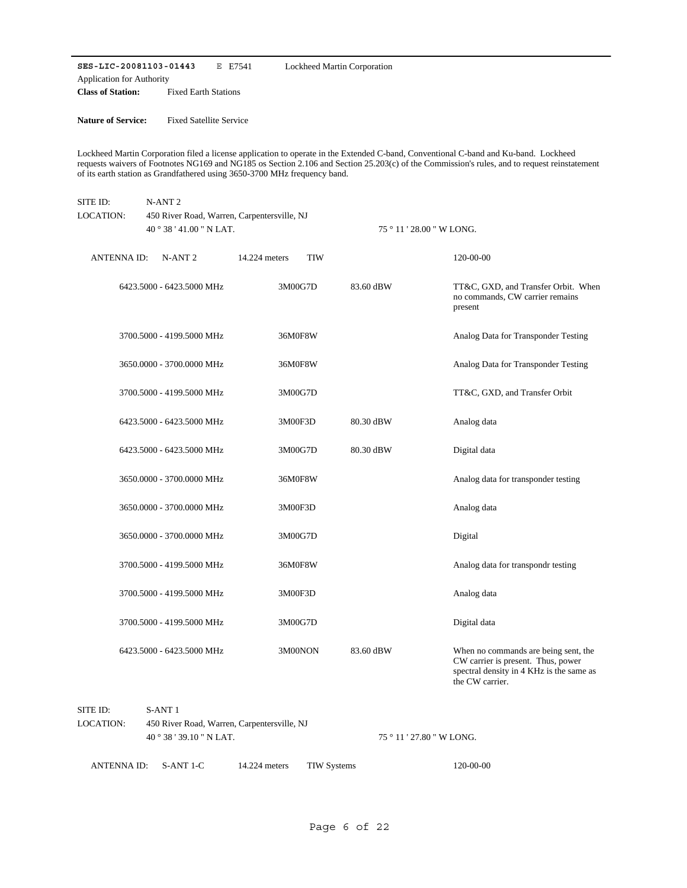**SES-LIC-20081103-01443** E E7541 Lockheed Martin Corporation

Application for Authority

**Class of Station:** Fixed Earth Stations

**Nature of Service:** Fixed Satellite Service

Lockheed Martin Corporation filed a license application to operate in the Extended C-band, Conventional C-band and Ku-band. Lockheed requests waivers of Footnotes NG169 and NG185 os Section 2.106 and Section 25.203(c) of the Commission's rules, and to request reinstatement of its earth station as Grandfathered using 3650-3700 MHz frequency band.

SITE ID: N-ANT 2

LOCATION: 450 River Road, Warren, Carpentersville, NJ

40 ° 38 ' 41.00 " N LAT. 75 ° 11 ' 28.00 " W LONG.

ANTENNA ID: N-ANT 2 14.224 meters TIW 120-00-00

| Frequency | Emission | EIRP | Description |
|---|---|---|---|
| 6423.5000 - 6423.5000 MHz | 3M00G7D | 83.60 dBW | TT&C, GXD, and Transfer Orbit. When no commands, CW carrier remains present |
| 3700.5000 - 4199.5000 MHz | 36M0F8W | | Analog Data for Transponder Testing |
| 3650.0000 - 3700.0000 MHz | 36M0F8W | | Analog Data for Transponder Testing |
| 3700.5000 - 4199.5000 MHz | 3M00G7D | | TT&C, GXD, and Transfer Orbit |
| 6423.5000 - 6423.5000 MHz | 3M00F3D | 80.30 dBW | Analog data |
| 6423.5000 - 6423.5000 MHz | 3M00G7D | 80.30 dBW | Digital data |
| 3650.0000 - 3700.0000 MHz | 36M0F8W | | Analog data for transponder testing |
| 3650.0000 - 3700.0000 MHz | 3M00F3D | | Analog data |
| 3650.0000 - 3700.0000 MHz | 3M00G7D | | Digital |
| 3700.5000 - 4199.5000 MHz | 36M0F8W | | Analog data for transpondr testing |
| 3700.5000 - 4199.5000 MHz | 3M00F3D | | Analog data |
| 3700.5000 - 4199.5000 MHz | 3M00G7D | | Digital data |
| 6423.5000 - 6423.5000 MHz | 3M00NON | 83.60 dBW | When no commands are being sent, the CW carrier is present. Thus, power spectral density in 4 KHz is the same as the CW carrier. |

SITE ID: S-ANT 1

LOCATION: 450 River Road, Warren, Carpentersville, NJ

40 ° 38 ' 39.10 " N LAT. 75 ° 11 ' 27.80 " W LONG.

ANTENNA ID: S-ANT 1-C 14.224 meters TIW Systems 120-00-00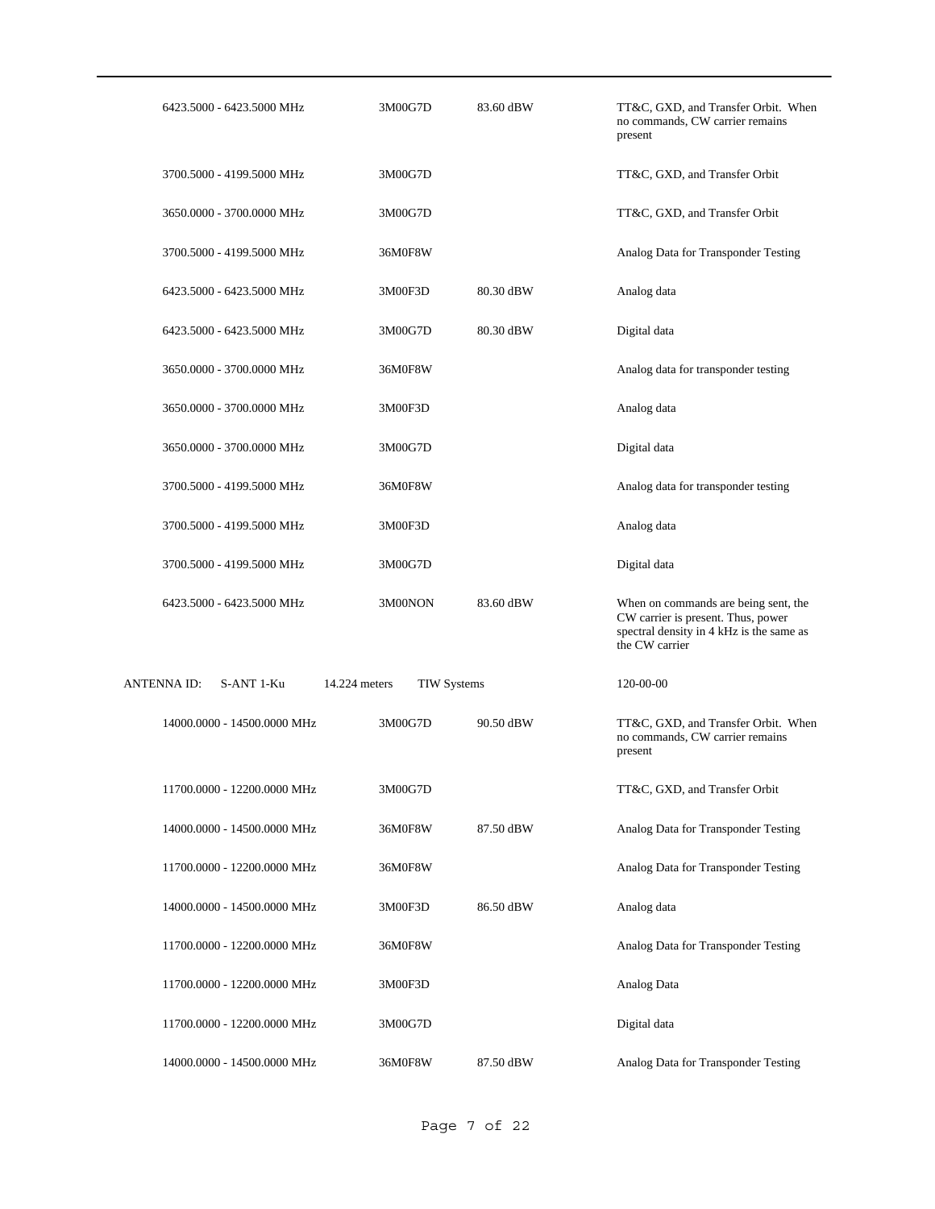| | | | |
|---|---|---|---|
| 6423.5000 - 6423.5000 MHz | 3M00G7D | 83.60 dBW | TT&C, GXD, and Transfer Orbit. When no commands, CW carrier remains present |
| 3700.5000 - 4199.5000 MHz | 3M00G7D | | TT&C, GXD, and Transfer Orbit |
| 3650.0000 - 3700.0000 MHz | 3M00G7D | | TT&C, GXD, and Transfer Orbit |
| 3700.5000 - 4199.5000 MHz | 36M0F8W | | Analog Data for Transponder Testing |
| 6423.5000 - 6423.5000 MHz | 3M00F3D | 80.30 dBW | Analog data |
| 6423.5000 - 6423.5000 MHz | 3M00G7D | 80.30 dBW | Digital data |
| 3650.0000 - 3700.0000 MHz | 36M0F8W | | Analog data for transponder testing |
| 3650.0000 - 3700.0000 MHz | 3M00F3D | | Analog data |
| 3650.0000 - 3700.0000 MHz | 3M00G7D | | Digital data |
| 3700.5000 - 4199.5000 MHz | 36M0F8W | | Analog data for transponder testing |
| 3700.5000 - 4199.5000 MHz | 3M00F3D | | Analog data |
| 3700.5000 - 4199.5000 MHz | 3M00G7D | | Digital data |
| 6423.5000 - 6423.5000 MHz | 3M00NON | 83.60 dBW | When on commands are being sent, the CW carrier is present. Thus, power spectral density in 4 kHz is the same as the CW carrier |

ANTENNA ID: S-ANT 1-Ku 14.224 meters TIW Systems 120-00-00

| | | | |
|---|---|---|---|
| 14000.0000 - 14500.0000 MHz | 3M00G7D | 90.50 dBW | TT&C, GXD, and Transfer Orbit. When no commands, CW carrier remains present |
| 11700.0000 - 12200.0000 MHz | 3M00G7D | | TT&C, GXD, and Transfer Orbit |
| 14000.0000 - 14500.0000 MHz | 36M0F8W | 87.50 dBW | Analog Data for Transponder Testing |
| 11700.0000 - 12200.0000 MHz | 36M0F8W | | Analog Data for Transponder Testing |
| 14000.0000 - 14500.0000 MHz | 3M00F3D | 86.50 dBW | Analog data |
| 11700.0000 - 12200.0000 MHz | 36M0F8W | | Analog Data for Transponder Testing |
| 11700.0000 - 12200.0000 MHz | 3M00F3D | | Analog Data |
| 11700.0000 - 12200.0000 MHz | 3M00G7D | | Digital data |
| 14000.0000 - 14500.0000 MHz | 36M0F8W | 87.50 dBW | Analog Data for Transponder Testing |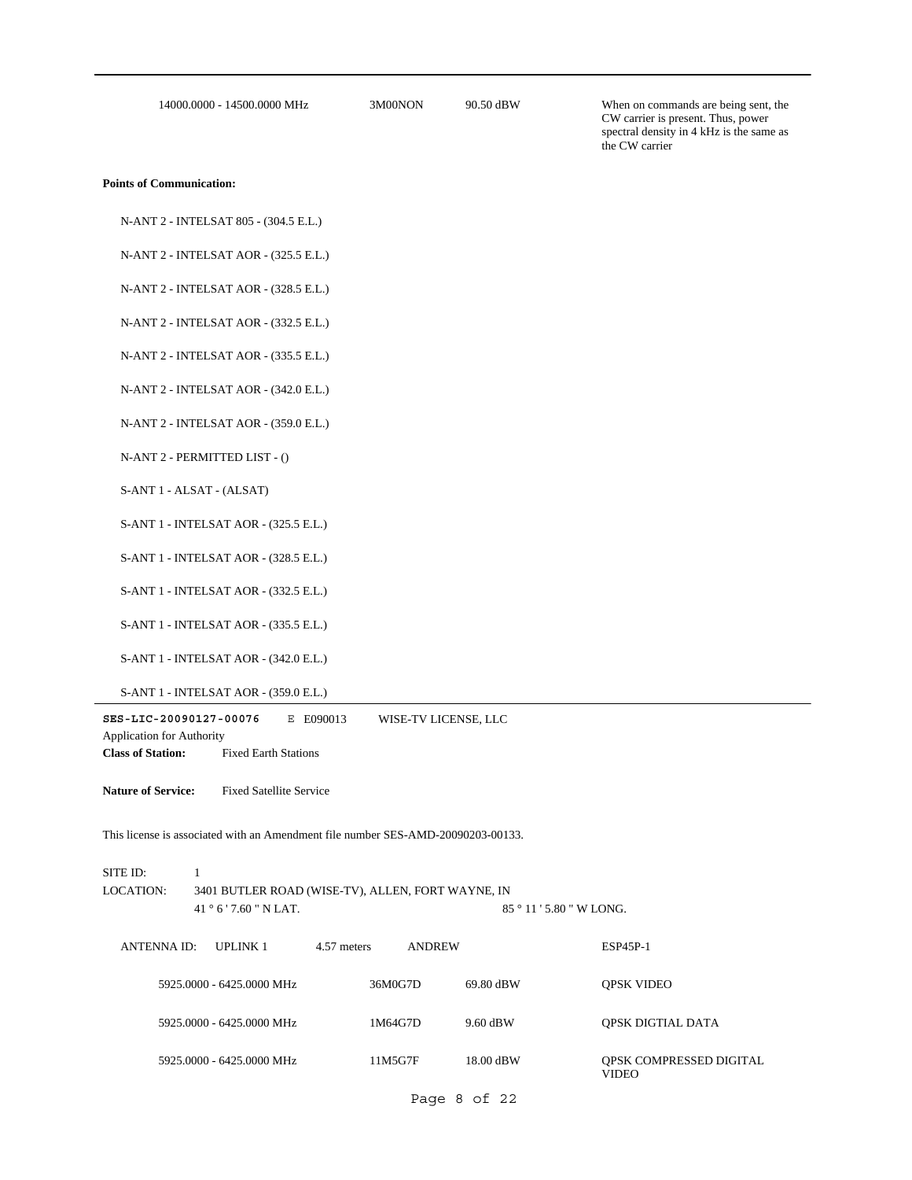| | | | |
|---|---|---|---|
| 14000.0000 - 14500.0000 MHz | 3M00NON | 90.50 dBW | When on commands are being sent, the CW carrier is present. Thus, power spectral density in 4 kHz is the same as the CW carrier |

**Points of Communication:**

N-ANT 2 - INTELSAT 805 - (304.5 E.L.)

N-ANT 2 - INTELSAT AOR - (325.5 E.L.)

N-ANT 2 - INTELSAT AOR - (328.5 E.L.)

N-ANT 2 - INTELSAT AOR - (332.5 E.L.)

N-ANT 2 - INTELSAT AOR - (335.5 E.L.)

N-ANT 2 - INTELSAT AOR - (342.0 E.L.)

N-ANT 2 - INTELSAT AOR - (359.0 E.L.)

N-ANT 2 - PERMITTED LIST - ()

S-ANT 1 - ALSAT - (ALSAT)

S-ANT 1 - INTELSAT AOR - (325.5 E.L.)

S-ANT 1 - INTELSAT AOR - (328.5 E.L.)

S-ANT 1 - INTELSAT AOR - (332.5 E.L.)

S-ANT 1 - INTELSAT AOR - (335.5 E.L.)

S-ANT 1 - INTELSAT AOR - (342.0 E.L.)

S-ANT 1 - INTELSAT AOR - (359.0 E.L.)

---

**SES-LIC-20090127-00076** E E090013 WISE-TV LICENSE, LLC

Application for Authority

**Class of Station:** Fixed Earth Stations

**Nature of Service:** Fixed Satellite Service

This license is associated with an Amendment file number SES-AMD-20090203-00133.

SITE ID: 1

LOCATION: 3401 BUTLER ROAD (WISE-TV), ALLEN, FORT WAYNE, IN

41 ° 6 ' 7.60 " N LAT. 85 ° 11 ' 5.80 " W LONG.

ANTENNA ID: UPLINK 1 4.57 meters ANDREW ESP45P-1

| | | | |
|---|---|---|---|
| 5925.0000 - 6425.0000 MHz | 36M0G7D | 69.80 dBW | QPSK VIDEO |
| 5925.0000 - 6425.0000 MHz | 1M64G7D | 9.60 dBW | QPSK DIGTIAL DATA |
| 5925.0000 - 6425.0000 MHz | 11M5G7F | 18.00 dBW | QPSK COMPRESSED DIGITAL VIDEO |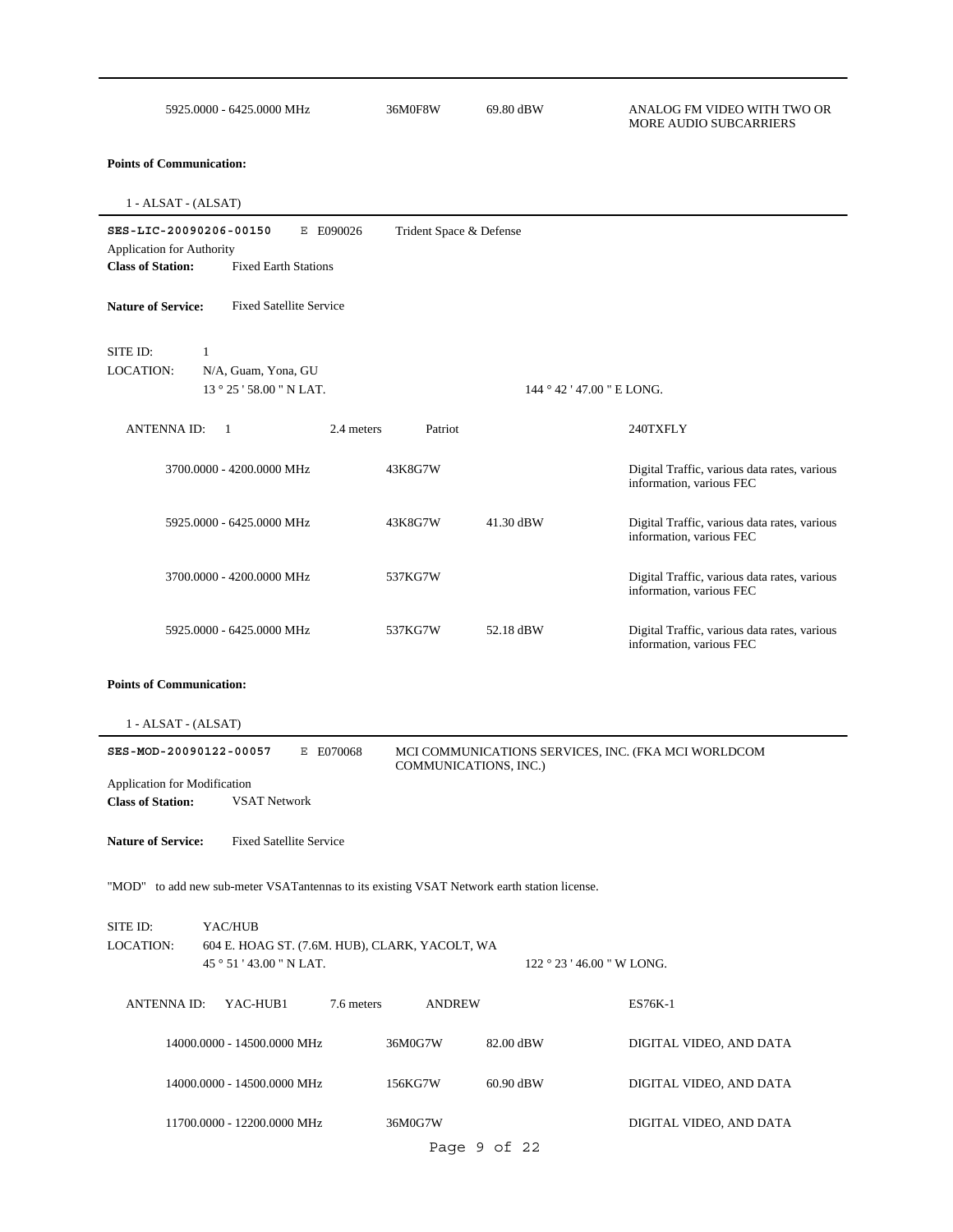| | | | |
|---|---|---|---|
| 5925.0000 - 6425.0000 MHz | 36M0F8W | 69.80 dBW | ANALOG FM VIDEO WITH TWO OR MORE AUDIO SUBCARRIERS |

**Points of Communication:**

1 - ALSAT - (ALSAT)

---

**SES-LIC-20090206-00150** E E090026 Trident Space & Defense

Application for Authority

**Class of Station:** Fixed Earth Stations

**Nature of Service:** Fixed Satellite Service

SITE ID: 1

LOCATION: N/A, Guam, Yona, GU

13 ° 25 ' 58.00 " N LAT. 144 ° 42 ' 47.00 " E LONG.

ANTENNA ID: 1 2.4 meters Patriot 240TXFLY

| | | | |
|---|---|---|---|
| 3700.0000 - 4200.0000 MHz | 43K8G7W | | Digital Traffic, various data rates, various information, various FEC |
| 5925.0000 - 6425.0000 MHz | 43K8G7W | 41.30 dBW | Digital Traffic, various data rates, various information, various FEC |
| 3700.0000 - 4200.0000 MHz | 537KG7W | | Digital Traffic, various data rates, various information, various FEC |
| 5925.0000 - 6425.0000 MHz | 537KG7W | 52.18 dBW | Digital Traffic, various data rates, various information, various FEC |

**Points of Communication:**

1 - ALSAT - (ALSAT)

---

**SES-MOD-20090122-00057** E E070068 MCI COMMUNICATIONS SERVICES, INC. (FKA MCI WORLDCOM COMMUNICATIONS, INC.)

Application for Modification

**Class of Station:** VSAT Network

**Nature of Service:** Fixed Satellite Service

"MOD" to add new sub-meter VSATantennas to its existing VSAT Network earth station license.

SITE ID: YAC/HUB

LOCATION: 604 E. HOAG ST. (7.6M. HUB), CLARK, YACOLT, WA

45 ° 51 ' 43.00 " N LAT. 122 ° 23 ' 46.00 " W LONG.

ANTENNA ID: YAC-HUB1 7.6 meters ANDREW ES76K-1

| | | | |
|---|---|---|---|
| 14000.0000 - 14500.0000 MHz | 36M0G7W | 82.00 dBW | DIGITAL VIDEO, AND DATA |
| 14000.0000 - 14500.0000 MHz | 156KG7W | 60.90 dBW | DIGITAL VIDEO, AND DATA |
| 11700.0000 - 12200.0000 MHz | 36M0G7W | | DIGITAL VIDEO, AND DATA |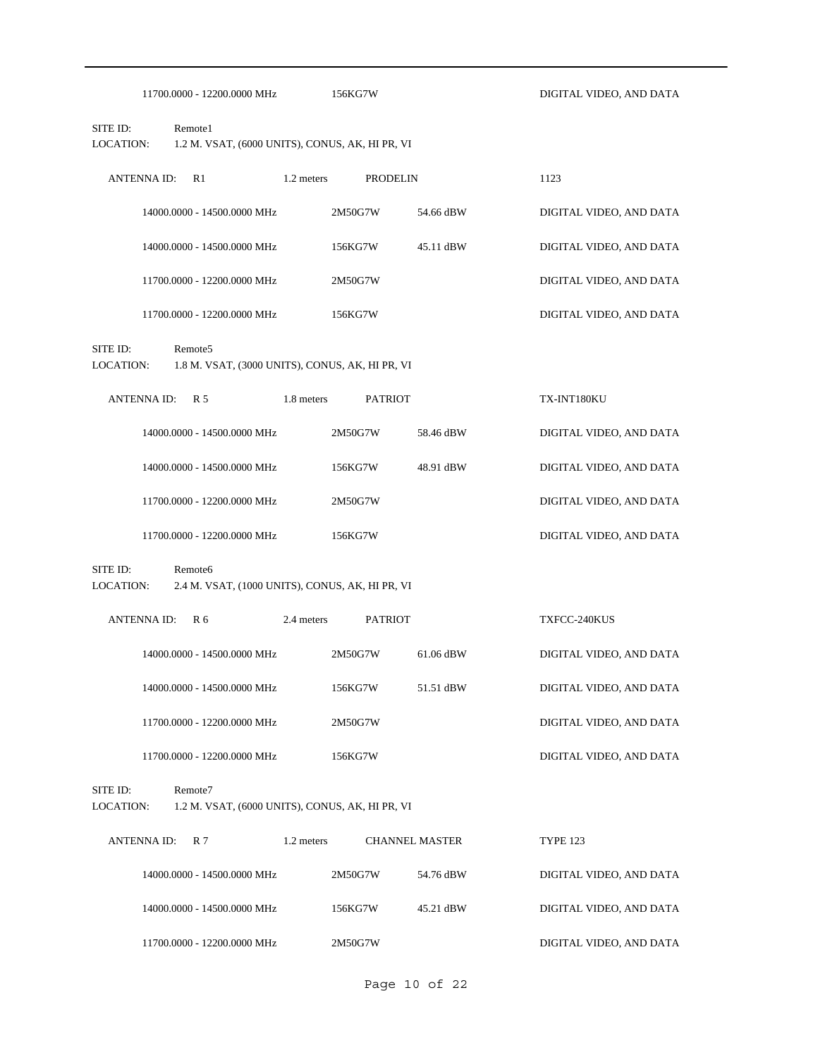| | | | |
|---|---|---|---|
| 11700.0000 - 12200.0000 MHz | 156KG7W | | DIGITAL VIDEO, AND DATA |

SITE ID: Remote1
LOCATION: 1.2 M. VSAT, (6000 UNITS), CONUS, AK, HI PR, VI

ANTENNA ID: R1 | 1.2 meters | PRODELIN | 1123

| Frequency | Emission | Power | Description |
|---|---|---|---|
| 14000.0000 - 14500.0000 MHz | 2M50G7W | 54.66 dBW | DIGITAL VIDEO, AND DATA |
| 14000.0000 - 14500.0000 MHz | 156KG7W | 45.11 dBW | DIGITAL VIDEO, AND DATA |
| 11700.0000 - 12200.0000 MHz | 2M50G7W | | DIGITAL VIDEO, AND DATA |
| 11700.0000 - 12200.0000 MHz | 156KG7W | | DIGITAL VIDEO, AND DATA |

SITE ID: Remote5
LOCATION: 1.8 M. VSAT, (3000 UNITS), CONUS, AK, HI PR, VI

ANTENNA ID: R 5 | 1.8 meters | PATRIOT | TX-INT180KU

| Frequency | Emission | Power | Description |
|---|---|---|---|
| 14000.0000 - 14500.0000 MHz | 2M50G7W | 58.46 dBW | DIGITAL VIDEO, AND DATA |
| 14000.0000 - 14500.0000 MHz | 156KG7W | 48.91 dBW | DIGITAL VIDEO, AND DATA |
| 11700.0000 - 12200.0000 MHz | 2M50G7W | | DIGITAL VIDEO, AND DATA |
| 11700.0000 - 12200.0000 MHz | 156KG7W | | DIGITAL VIDEO, AND DATA |

SITE ID: Remote6
LOCATION: 2.4 M. VSAT, (1000 UNITS), CONUS, AK, HI PR, VI

ANTENNA ID: R 6 | 2.4 meters | PATRIOT | TXFCC-240KUS

| Frequency | Emission | Power | Description |
|---|---|---|---|
| 14000.0000 - 14500.0000 MHz | 2M50G7W | 61.06 dBW | DIGITAL VIDEO, AND DATA |
| 14000.0000 - 14500.0000 MHz | 156KG7W | 51.51 dBW | DIGITAL VIDEO, AND DATA |
| 11700.0000 - 12200.0000 MHz | 2M50G7W | | DIGITAL VIDEO, AND DATA |
| 11700.0000 - 12200.0000 MHz | 156KG7W | | DIGITAL VIDEO, AND DATA |

SITE ID: Remote7
LOCATION: 1.2 M. VSAT, (6000 UNITS), CONUS, AK, HI PR, VI

ANTENNA ID: R 7 | 1.2 meters | CHANNEL MASTER | TYPE 123

| Frequency | Emission | Power | Description |
|---|---|---|---|
| 14000.0000 - 14500.0000 MHz | 2M50G7W | 54.76 dBW | DIGITAL VIDEO, AND DATA |
| 14000.0000 - 14500.0000 MHz | 156KG7W | 45.21 dBW | DIGITAL VIDEO, AND DATA |
| 11700.0000 - 12200.0000 MHz | 2M50G7W | | DIGITAL VIDEO, AND DATA |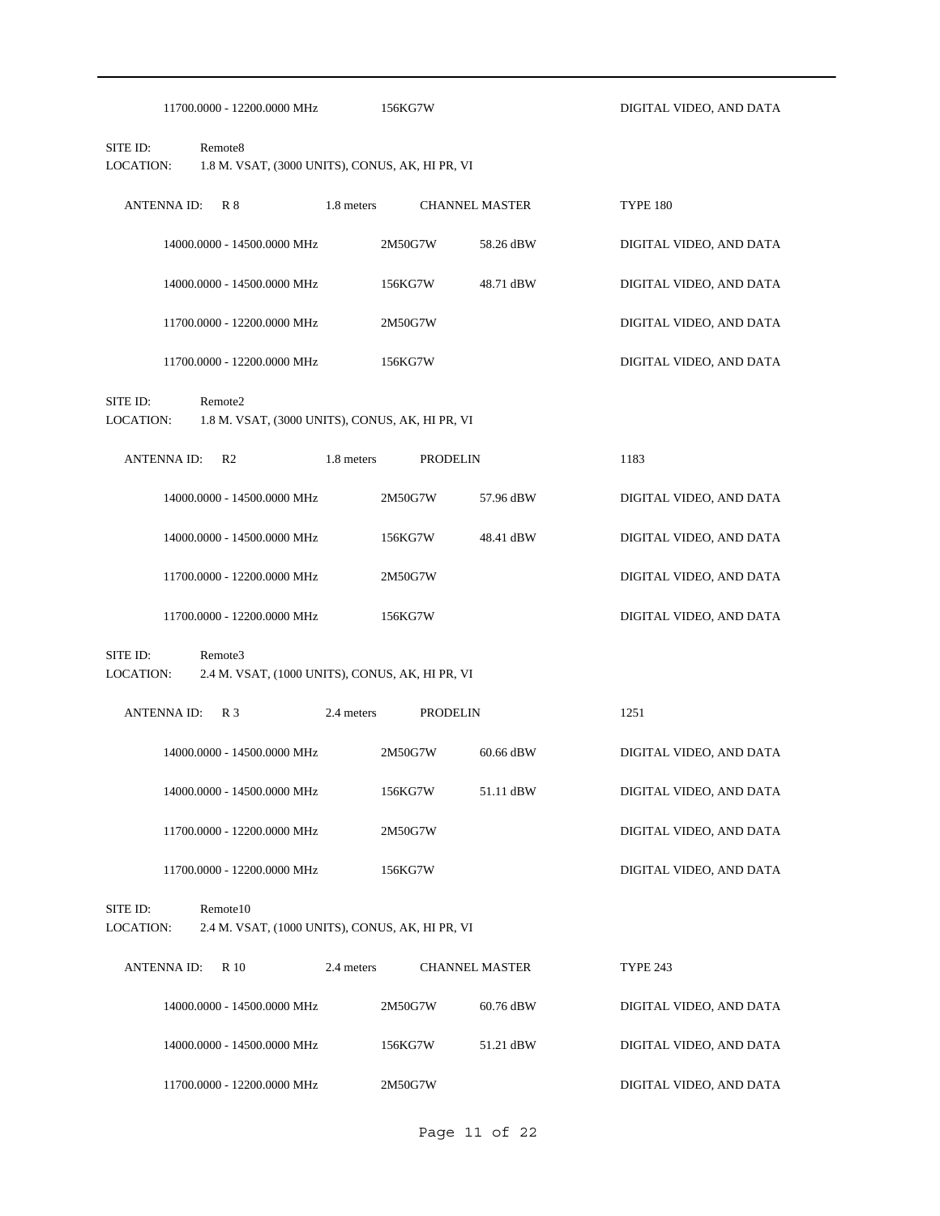11700.0000 - 12200.0000 MHz | 156KG7W | | DIGITAL VIDEO, AND DATA

SITE ID: Remote8
LOCATION: 1.8 M. VSAT, (3000 UNITS), CONUS, AK, HI PR, VI

ANTENNA ID: R 8 | 1.8 meters | CHANNEL MASTER | TYPE 180

| Frequency | Emission | Power | Description |
|---|---|---|---|
| 14000.0000 - 14500.0000 MHz | 2M50G7W | 58.26 dBW | DIGITAL VIDEO, AND DATA |
| 14000.0000 - 14500.0000 MHz | 156KG7W | 48.71 dBW | DIGITAL VIDEO, AND DATA |
| 11700.0000 - 12200.0000 MHz | 2M50G7W | | DIGITAL VIDEO, AND DATA |
| 11700.0000 - 12200.0000 MHz | 156KG7W | | DIGITAL VIDEO, AND DATA |

SITE ID: Remote2
LOCATION: 1.8 M. VSAT, (3000 UNITS), CONUS, AK, HI PR, VI

ANTENNA ID: R2 | 1.8 meters | PRODELIN | 1183

| Frequency | Emission | Power | Description |
|---|---|---|---|
| 14000.0000 - 14500.0000 MHz | 2M50G7W | 57.96 dBW | DIGITAL VIDEO, AND DATA |
| 14000.0000 - 14500.0000 MHz | 156KG7W | 48.41 dBW | DIGITAL VIDEO, AND DATA |
| 11700.0000 - 12200.0000 MHz | 2M50G7W | | DIGITAL VIDEO, AND DATA |
| 11700.0000 - 12200.0000 MHz | 156KG7W | | DIGITAL VIDEO, AND DATA |

SITE ID: Remote3
LOCATION: 2.4 M. VSAT, (1000 UNITS), CONUS, AK, HI PR, VI

ANTENNA ID: R 3 | 2.4 meters | PRODELIN | 1251

| Frequency | Emission | Power | Description |
|---|---|---|---|
| 14000.0000 - 14500.0000 MHz | 2M50G7W | 60.66 dBW | DIGITAL VIDEO, AND DATA |
| 14000.0000 - 14500.0000 MHz | 156KG7W | 51.11 dBW | DIGITAL VIDEO, AND DATA |
| 11700.0000 - 12200.0000 MHz | 2M50G7W | | DIGITAL VIDEO, AND DATA |
| 11700.0000 - 12200.0000 MHz | 156KG7W | | DIGITAL VIDEO, AND DATA |

SITE ID: Remote10
LOCATION: 2.4 M. VSAT, (1000 UNITS), CONUS, AK, HI PR, VI

ANTENNA ID: R 10 | 2.4 meters | CHANNEL MASTER | TYPE 243

| Frequency | Emission | Power | Description |
|---|---|---|---|
| 14000.0000 - 14500.0000 MHz | 2M50G7W | 60.76 dBW | DIGITAL VIDEO, AND DATA |
| 14000.0000 - 14500.0000 MHz | 156KG7W | 51.21 dBW | DIGITAL VIDEO, AND DATA |
| 11700.0000 - 12200.0000 MHz | 2M50G7W | | DIGITAL VIDEO, AND DATA |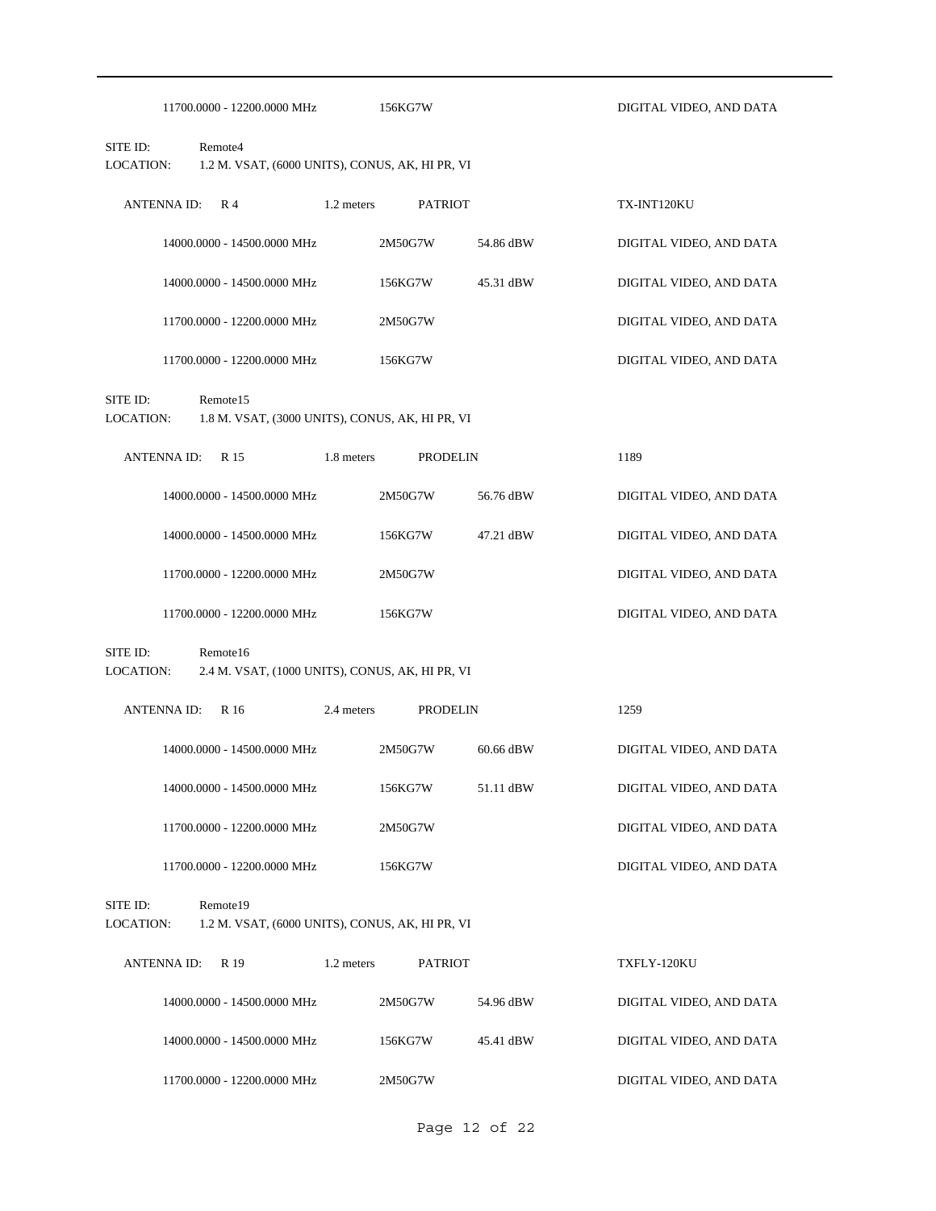11700.0000 - 12200.0000 MHz 156KG7W DIGITAL VIDEO, AND DATA

SITE ID: Remote4
LOCATION: 1.2 M. VSAT, (6000 UNITS), CONUS, AK, HI PR, VI

ANTENNA ID: R 4 1.2 meters PATRIOT TX-INT120KU

| Frequency | Emission | Power | Description |
|---|---|---|---|
| 14000.0000 - 14500.0000 MHz | 2M50G7W | 54.86 dBW | DIGITAL VIDEO, AND DATA |
| 14000.0000 - 14500.0000 MHz | 156KG7W | 45.31 dBW | DIGITAL VIDEO, AND DATA |
| 11700.0000 - 12200.0000 MHz | 2M50G7W | | DIGITAL VIDEO, AND DATA |
| 11700.0000 - 12200.0000 MHz | 156KG7W | | DIGITAL VIDEO, AND DATA |

SITE ID: Remote15
LOCATION: 1.8 M. VSAT, (3000 UNITS), CONUS, AK, HI PR, VI

ANTENNA ID: R 15 1.8 meters PRODELIN 1189

| Frequency | Emission | Power | Description |
|---|---|---|---|
| 14000.0000 - 14500.0000 MHz | 2M50G7W | 56.76 dBW | DIGITAL VIDEO, AND DATA |
| 14000.0000 - 14500.0000 MHz | 156KG7W | 47.21 dBW | DIGITAL VIDEO, AND DATA |
| 11700.0000 - 12200.0000 MHz | 2M50G7W | | DIGITAL VIDEO, AND DATA |
| 11700.0000 - 12200.0000 MHz | 156KG7W | | DIGITAL VIDEO, AND DATA |

SITE ID: Remote16
LOCATION: 2.4 M. VSAT, (1000 UNITS), CONUS, AK, HI PR, VI

ANTENNA ID: R 16 2.4 meters PRODELIN 1259

| Frequency | Emission | Power | Description |
|---|---|---|---|
| 14000.0000 - 14500.0000 MHz | 2M50G7W | 60.66 dBW | DIGITAL VIDEO, AND DATA |
| 14000.0000 - 14500.0000 MHz | 156KG7W | 51.11 dBW | DIGITAL VIDEO, AND DATA |
| 11700.0000 - 12200.0000 MHz | 2M50G7W | | DIGITAL VIDEO, AND DATA |
| 11700.0000 - 12200.0000 MHz | 156KG7W | | DIGITAL VIDEO, AND DATA |

SITE ID: Remote19
LOCATION: 1.2 M. VSAT, (6000 UNITS), CONUS, AK, HI PR, VI

ANTENNA ID: R 19 1.2 meters PATRIOT TXFLY-120KU

| Frequency | Emission | Power | Description |
|---|---|---|---|
| 14000.0000 - 14500.0000 MHz | 2M50G7W | 54.96 dBW | DIGITAL VIDEO, AND DATA |
| 14000.0000 - 14500.0000 MHz | 156KG7W | 45.41 dBW | DIGITAL VIDEO, AND DATA |
| 11700.0000 - 12200.0000 MHz | 2M50G7W | | DIGITAL VIDEO, AND DATA |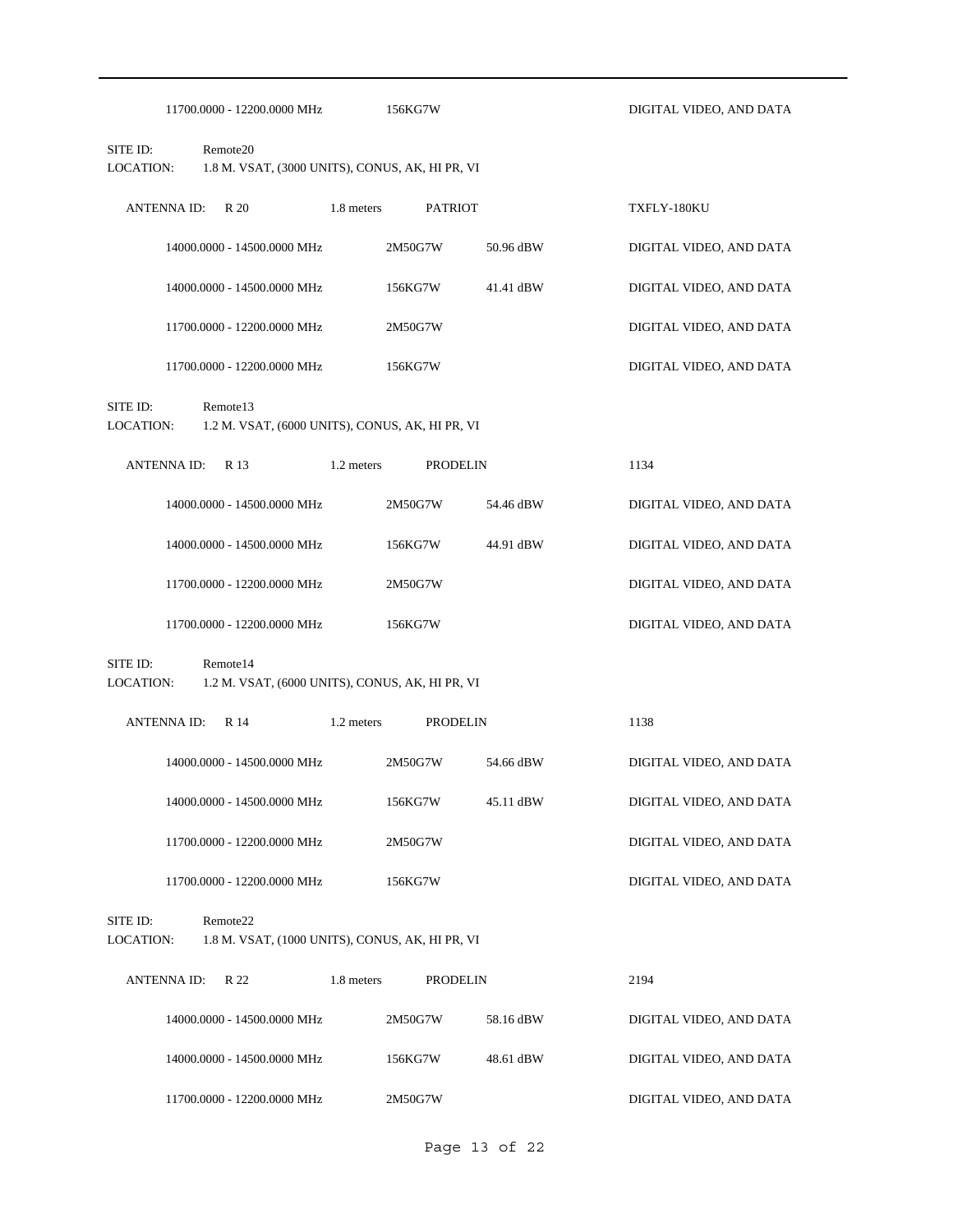| | | | |
|---|---|---|---|
| 11700.0000 - 12200.0000 MHz | 156KG7W | | DIGITAL VIDEO, AND DATA |

SITE ID: Remote20
LOCATION: 1.8 M. VSAT, (3000 UNITS), CONUS, AK, HI PR, VI

ANTENNA ID: R 20 | 1.8 meters | PATRIOT | TXFLY-180KU

| | | | |
|---|---|---|---|
| 14000.0000 - 14500.0000 MHz | 2M50G7W | 50.96 dBW | DIGITAL VIDEO, AND DATA |
| 14000.0000 - 14500.0000 MHz | 156KG7W | 41.41 dBW | DIGITAL VIDEO, AND DATA |
| 11700.0000 - 12200.0000 MHz | 2M50G7W | | DIGITAL VIDEO, AND DATA |
| 11700.0000 - 12200.0000 MHz | 156KG7W | | DIGITAL VIDEO, AND DATA |

SITE ID: Remote13
LOCATION: 1.2 M. VSAT, (6000 UNITS), CONUS, AK, HI PR, VI

ANTENNA ID: R 13 | 1.2 meters | PRODELIN | 1134

| | | | |
|---|---|---|---|
| 14000.0000 - 14500.0000 MHz | 2M50G7W | 54.46 dBW | DIGITAL VIDEO, AND DATA |
| 14000.0000 - 14500.0000 MHz | 156KG7W | 44.91 dBW | DIGITAL VIDEO, AND DATA |
| 11700.0000 - 12200.0000 MHz | 2M50G7W | | DIGITAL VIDEO, AND DATA |
| 11700.0000 - 12200.0000 MHz | 156KG7W | | DIGITAL VIDEO, AND DATA |

SITE ID: Remote14
LOCATION: 1.2 M. VSAT, (6000 UNITS), CONUS, AK, HI PR, VI

ANTENNA ID: R 14 | 1.2 meters | PRODELIN | 1138

| | | | |
|---|---|---|---|
| 14000.0000 - 14500.0000 MHz | 2M50G7W | 54.66 dBW | DIGITAL VIDEO, AND DATA |
| 14000.0000 - 14500.0000 MHz | 156KG7W | 45.11 dBW | DIGITAL VIDEO, AND DATA |
| 11700.0000 - 12200.0000 MHz | 2M50G7W | | DIGITAL VIDEO, AND DATA |
| 11700.0000 - 12200.0000 MHz | 156KG7W | | DIGITAL VIDEO, AND DATA |

SITE ID: Remote22
LOCATION: 1.8 M. VSAT, (1000 UNITS), CONUS, AK, HI PR, VI

ANTENNA ID: R 22 | 1.8 meters | PRODELIN | 2194

| | | | |
|---|---|---|---|
| 14000.0000 - 14500.0000 MHz | 2M50G7W | 58.16 dBW | DIGITAL VIDEO, AND DATA |
| 14000.0000 - 14500.0000 MHz | 156KG7W | 48.61 dBW | DIGITAL VIDEO, AND DATA |
| 11700.0000 - 12200.0000 MHz | 2M50G7W | | DIGITAL VIDEO, AND DATA |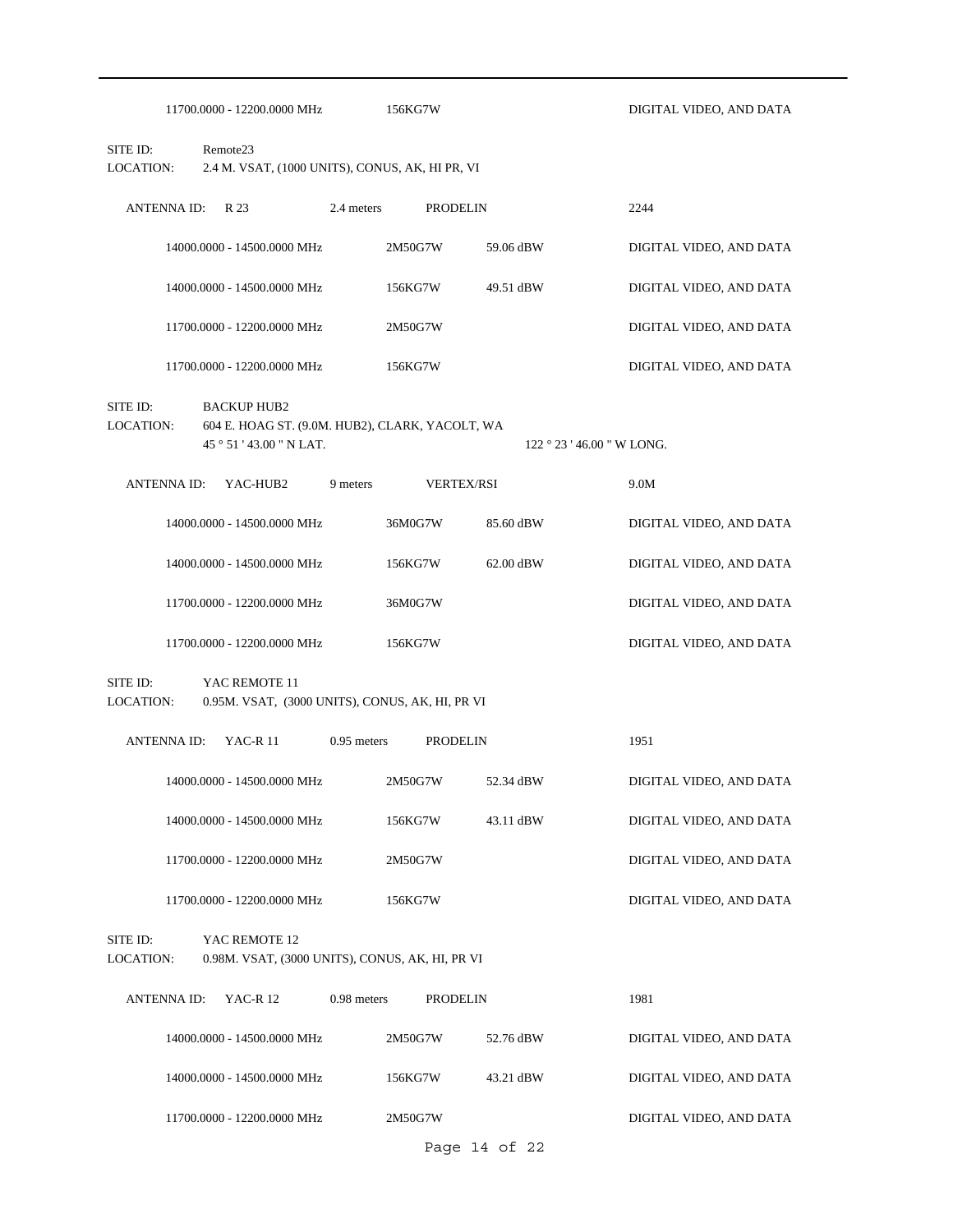| | | | |
|---|---|---|---|
| 11700.0000 - 12200.0000 MHz | 156KG7W | | DIGITAL VIDEO, AND DATA |

SITE ID: Remote23
LOCATION: 2.4 M. VSAT, (1000 UNITS), CONUS, AK, HI PR, VI

ANTENNA ID: R 23 &nbsp;&nbsp; 2.4 meters &nbsp;&nbsp; PRODELIN &nbsp;&nbsp; 2244

| | | | |
|---|---|---|---|
| 14000.0000 - 14500.0000 MHz | 2M50G7W | 59.06 dBW | DIGITAL VIDEO, AND DATA |
| 14000.0000 - 14500.0000 MHz | 156KG7W | 49.51 dBW | DIGITAL VIDEO, AND DATA |
| 11700.0000 - 12200.0000 MHz | 2M50G7W | | DIGITAL VIDEO, AND DATA |
| 11700.0000 - 12200.0000 MHz | 156KG7W | | DIGITAL VIDEO, AND DATA |

SITE ID: BACKUP HUB2
LOCATION: 604 E. HOAG ST. (9.0M. HUB2), CLARK, YACOLT, WA
45 ° 51 ' 43.00 " N LAT. &nbsp;&nbsp; 122 ° 23 ' 46.00 " W LONG.

ANTENNA ID: YAC-HUB2 &nbsp;&nbsp; 9 meters &nbsp;&nbsp; VERTEX/RSI &nbsp;&nbsp; 9.0M

| | | | |
|---|---|---|---|
| 14000.0000 - 14500.0000 MHz | 36M0G7W | 85.60 dBW | DIGITAL VIDEO, AND DATA |
| 14000.0000 - 14500.0000 MHz | 156KG7W | 62.00 dBW | DIGITAL VIDEO, AND DATA |
| 11700.0000 - 12200.0000 MHz | 36M0G7W | | DIGITAL VIDEO, AND DATA |
| 11700.0000 - 12200.0000 MHz | 156KG7W | | DIGITAL VIDEO, AND DATA |

SITE ID: YAC REMOTE 11
LOCATION: 0.95M. VSAT, (3000 UNITS), CONUS, AK, HI, PR VI

ANTENNA ID: YAC-R 11 &nbsp;&nbsp; 0.95 meters &nbsp;&nbsp; PRODELIN &nbsp;&nbsp; 1951

| | | | |
|---|---|---|---|
| 14000.0000 - 14500.0000 MHz | 2M50G7W | 52.34 dBW | DIGITAL VIDEO, AND DATA |
| 14000.0000 - 14500.0000 MHz | 156KG7W | 43.11 dBW | DIGITAL VIDEO, AND DATA |
| 11700.0000 - 12200.0000 MHz | 2M50G7W | | DIGITAL VIDEO, AND DATA |
| 11700.0000 - 12200.0000 MHz | 156KG7W | | DIGITAL VIDEO, AND DATA |

SITE ID: YAC REMOTE 12
LOCATION: 0.98M. VSAT, (3000 UNITS), CONUS, AK, HI, PR VI

ANTENNA ID: YAC-R 12 &nbsp;&nbsp; 0.98 meters &nbsp;&nbsp; PRODELIN &nbsp;&nbsp; 1981

| | | | |
|---|---|---|---|
| 14000.0000 - 14500.0000 MHz | 2M50G7W | 52.76 dBW | DIGITAL VIDEO, AND DATA |
| 14000.0000 - 14500.0000 MHz | 156KG7W | 43.21 dBW | DIGITAL VIDEO, AND DATA |
| 11700.0000 - 12200.0000 MHz | 2M50G7W | | DIGITAL VIDEO, AND DATA |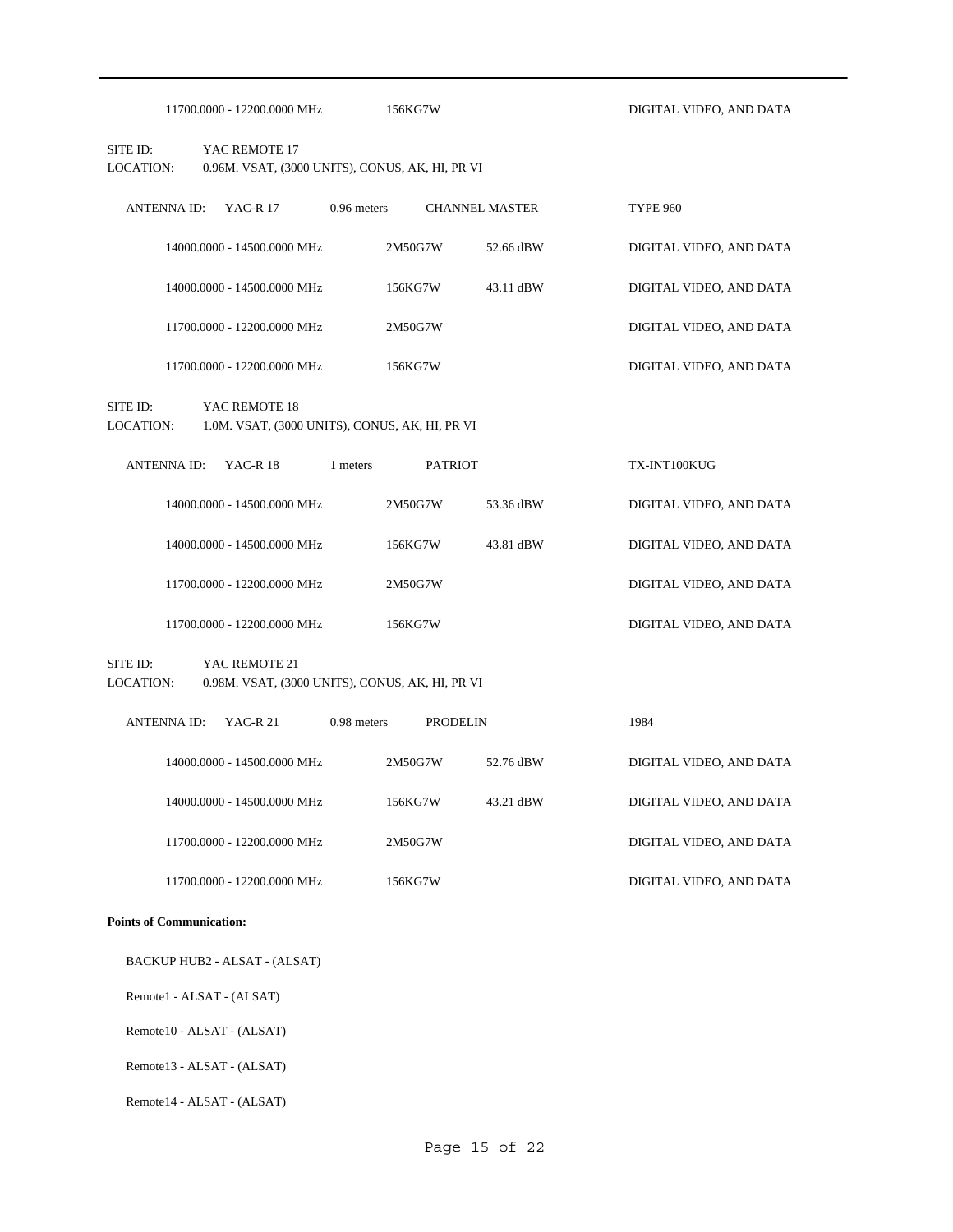| | | | |
|---|---|---|---|
| 11700.0000 - 12200.0000 MHz | 156KG7W | | DIGITAL VIDEO, AND DATA |

SITE ID: YAC REMOTE 17
LOCATION: 0.96M. VSAT, (3000 UNITS), CONUS, AK, HI, PR VI

ANTENNA ID: YAC-R 17 0.96 meters CHANNEL MASTER TYPE 960

| | | | |
|---|---|---|---|
| 14000.0000 - 14500.0000 MHz | 2M50G7W | 52.66 dBW | DIGITAL VIDEO, AND DATA |
| 14000.0000 - 14500.0000 MHz | 156KG7W | 43.11 dBW | DIGITAL VIDEO, AND DATA |
| 11700.0000 - 12200.0000 MHz | 2M50G7W | | DIGITAL VIDEO, AND DATA |
| 11700.0000 - 12200.0000 MHz | 156KG7W | | DIGITAL VIDEO, AND DATA |

SITE ID: YAC REMOTE 18
LOCATION: 1.0M. VSAT, (3000 UNITS), CONUS, AK, HI, PR VI

ANTENNA ID: YAC-R 18 1 meters PATRIOT TX-INT100KUG

| | | | |
|---|---|---|---|
| 14000.0000 - 14500.0000 MHz | 2M50G7W | 53.36 dBW | DIGITAL VIDEO, AND DATA |
| 14000.0000 - 14500.0000 MHz | 156KG7W | 43.81 dBW | DIGITAL VIDEO, AND DATA |
| 11700.0000 - 12200.0000 MHz | 2M50G7W | | DIGITAL VIDEO, AND DATA |
| 11700.0000 - 12200.0000 MHz | 156KG7W | | DIGITAL VIDEO, AND DATA |

SITE ID: YAC REMOTE 21
LOCATION: 0.98M. VSAT, (3000 UNITS), CONUS, AK, HI, PR VI

ANTENNA ID: YAC-R 21 0.98 meters PRODELIN 1984

| | | | |
|---|---|---|---|
| 14000.0000 - 14500.0000 MHz | 2M50G7W | 52.76 dBW | DIGITAL VIDEO, AND DATA |
| 14000.0000 - 14500.0000 MHz | 156KG7W | 43.21 dBW | DIGITAL VIDEO, AND DATA |
| 11700.0000 - 12200.0000 MHz | 2M50G7W | | DIGITAL VIDEO, AND DATA |
| 11700.0000 - 12200.0000 MHz | 156KG7W | | DIGITAL VIDEO, AND DATA |

**Points of Communication:**

BACKUP HUB2 - ALSAT - (ALSAT)

Remote1 - ALSAT - (ALSAT)

Remote10 - ALSAT - (ALSAT)

Remote13 - ALSAT - (ALSAT)

Remote14 - ALSAT - (ALSAT)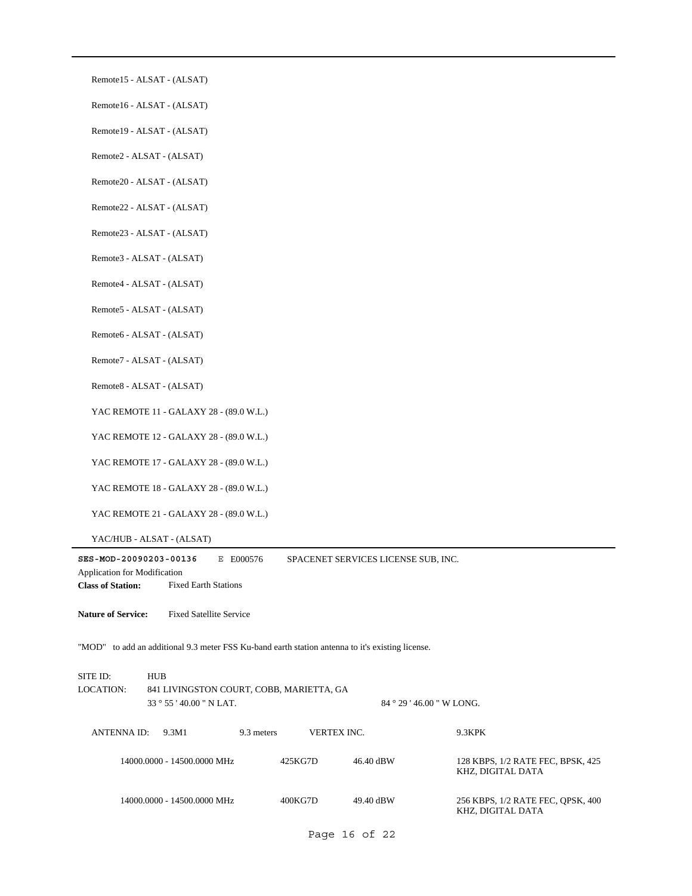Remote15 - ALSAT - (ALSAT)

Remote16 - ALSAT - (ALSAT)

Remote19 - ALSAT - (ALSAT)

Remote2 - ALSAT - (ALSAT)

Remote20 - ALSAT - (ALSAT)

Remote22 - ALSAT - (ALSAT)

Remote23 - ALSAT - (ALSAT)

Remote3 - ALSAT - (ALSAT)

Remote4 - ALSAT - (ALSAT)

Remote5 - ALSAT - (ALSAT)

Remote6 - ALSAT - (ALSAT)

Remote7 - ALSAT - (ALSAT)

Remote8 - ALSAT - (ALSAT)

YAC REMOTE 11 - GALAXY 28 - (89.0 W.L.)

YAC REMOTE 12 - GALAXY 28 - (89.0 W.L.)

YAC REMOTE 17 - GALAXY 28 - (89.0 W.L.)

YAC REMOTE 18 - GALAXY 28 - (89.0 W.L.)

YAC REMOTE 21 - GALAXY 28 - (89.0 W.L.)

YAC/HUB - ALSAT - (ALSAT)

---

**SES-MOD-20090203-00136** E E000576 SPACENET SERVICES LICENSE SUB, INC.

Application for Modification

**Class of Station:** Fixed Earth Stations

**Nature of Service:** Fixed Satellite Service

"MOD" to add an additional 9.3 meter FSS Ku-band earth station antenna to it's existing license.

SITE ID: HUB

LOCATION: 841 LIVINGSTON COURT, COBB, MARIETTA, GA

33 ° 55 ' 40.00 " N LAT. 84 ° 29 ' 46.00 " W LONG.

ANTENNA ID: 9.3M1 9.3 meters VERTEX INC. 9.3KPK

| | | | |
|---|---|---|---|
| 14000.0000 - 14500.0000 MHz | 425KG7D | 46.40 dBW | 128 KBPS, 1/2 RATE FEC, BPSK, 425 KHZ, DIGITAL DATA |
| 14000.0000 - 14500.0000 MHz | 400KG7D | 49.40 dBW | 256 KBPS, 1/2 RATE FEC, QPSK, 400 KHZ, DIGITAL DATA |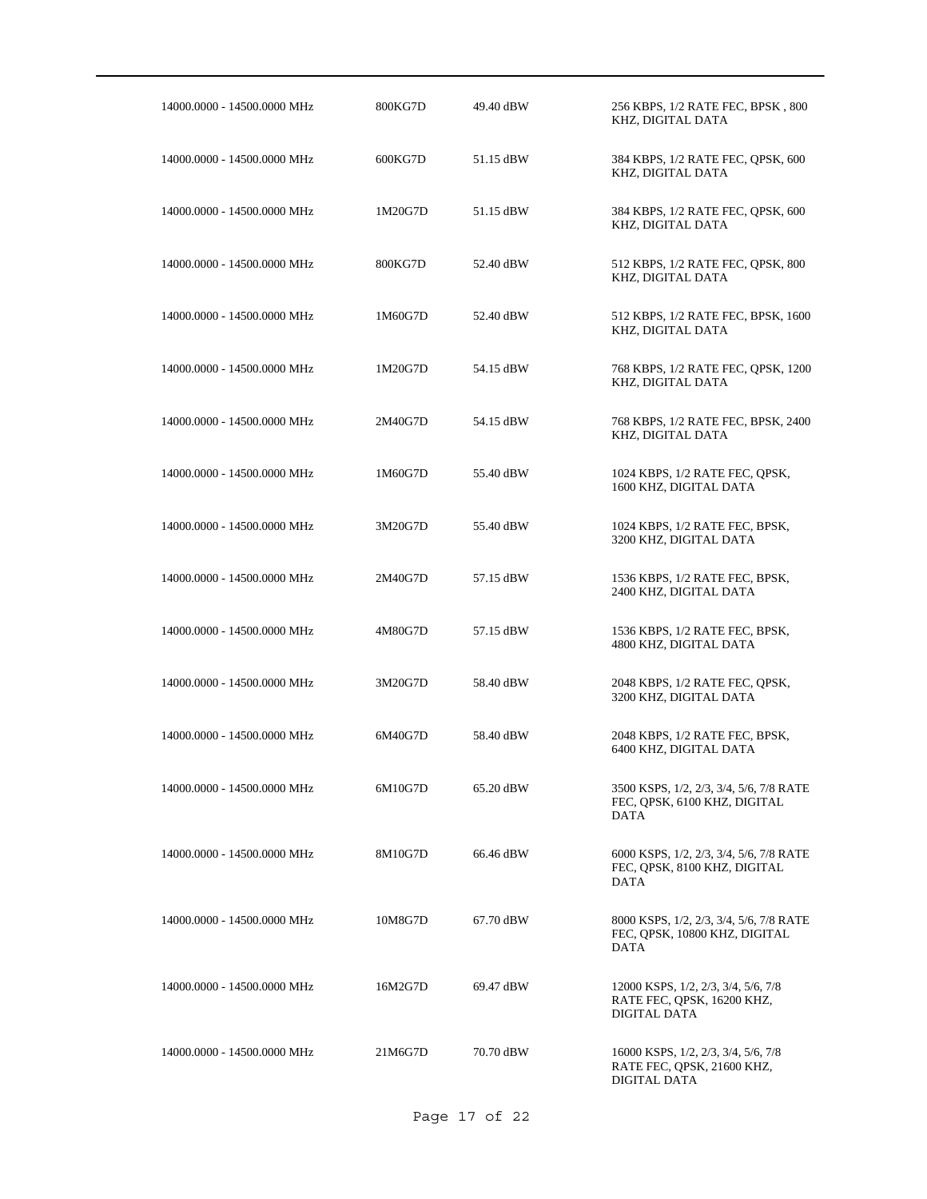| | | | |
|---|---|---|---|
| 14000.0000 - 14500.0000 MHz | 800KG7D | 49.40 dBW | 256 KBPS, 1/2 RATE FEC, BPSK , 800 KHZ, DIGITAL DATA |
| 14000.0000 - 14500.0000 MHz | 600KG7D | 51.15 dBW | 384 KBPS, 1/2 RATE FEC, QPSK, 600 KHZ, DIGITAL DATA |
| 14000.0000 - 14500.0000 MHz | 1M20G7D | 51.15 dBW | 384 KBPS, 1/2 RATE FEC, QPSK, 600 KHZ, DIGITAL DATA |
| 14000.0000 - 14500.0000 MHz | 800KG7D | 52.40 dBW | 512 KBPS, 1/2 RATE FEC, QPSK, 800 KHZ, DIGITAL DATA |
| 14000.0000 - 14500.0000 MHz | 1M60G7D | 52.40 dBW | 512 KBPS, 1/2 RATE FEC, BPSK, 1600 KHZ, DIGITAL DATA |
| 14000.0000 - 14500.0000 MHz | 1M20G7D | 54.15 dBW | 768 KBPS, 1/2 RATE FEC, QPSK, 1200 KHZ, DIGITAL DATA |
| 14000.0000 - 14500.0000 MHz | 2M40G7D | 54.15 dBW | 768 KBPS, 1/2 RATE FEC, BPSK, 2400 KHZ, DIGITAL DATA |
| 14000.0000 - 14500.0000 MHz | 1M60G7D | 55.40 dBW | 1024 KBPS, 1/2 RATE FEC, QPSK, 1600 KHZ, DIGITAL DATA |
| 14000.0000 - 14500.0000 MHz | 3M20G7D | 55.40 dBW | 1024 KBPS, 1/2 RATE FEC, BPSK, 3200 KHZ, DIGITAL DATA |
| 14000.0000 - 14500.0000 MHz | 2M40G7D | 57.15 dBW | 1536 KBPS, 1/2 RATE FEC, BPSK, 2400 KHZ, DIGITAL DATA |
| 14000.0000 - 14500.0000 MHz | 4M80G7D | 57.15 dBW | 1536 KBPS, 1/2 RATE FEC, BPSK, 4800 KHZ, DIGITAL DATA |
| 14000.0000 - 14500.0000 MHz | 3M20G7D | 58.40 dBW | 2048 KBPS, 1/2 RATE FEC, QPSK, 3200 KHZ, DIGITAL DATA |
| 14000.0000 - 14500.0000 MHz | 6M40G7D | 58.40 dBW | 2048 KBPS, 1/2 RATE FEC, BPSK, 6400 KHZ, DIGITAL DATA |
| 14000.0000 - 14500.0000 MHz | 6M10G7D | 65.20 dBW | 3500 KSPS, 1/2, 2/3, 3/4, 5/6, 7/8 RATE FEC, QPSK, 6100 KHZ, DIGITAL DATA |
| 14000.0000 - 14500.0000 MHz | 8M10G7D | 66.46 dBW | 6000 KSPS, 1/2, 2/3, 3/4, 5/6, 7/8 RATE FEC, QPSK, 8100 KHZ, DIGITAL DATA |
| 14000.0000 - 14500.0000 MHz | 10M8G7D | 67.70 dBW | 8000 KSPS, 1/2, 2/3, 3/4, 5/6, 7/8 RATE FEC, QPSK, 10800 KHZ, DIGITAL DATA |
| 14000.0000 - 14500.0000 MHz | 16M2G7D | 69.47 dBW | 12000 KSPS, 1/2, 2/3, 3/4, 5/6, 7/8 RATE FEC, QPSK, 16200 KHZ, DIGITAL DATA |
| 14000.0000 - 14500.0000 MHz | 21M6G7D | 70.70 dBW | 16000 KSPS, 1/2, 2/3, 3/4, 5/6, 7/8 RATE FEC, QPSK, 21600 KHZ, DIGITAL DATA |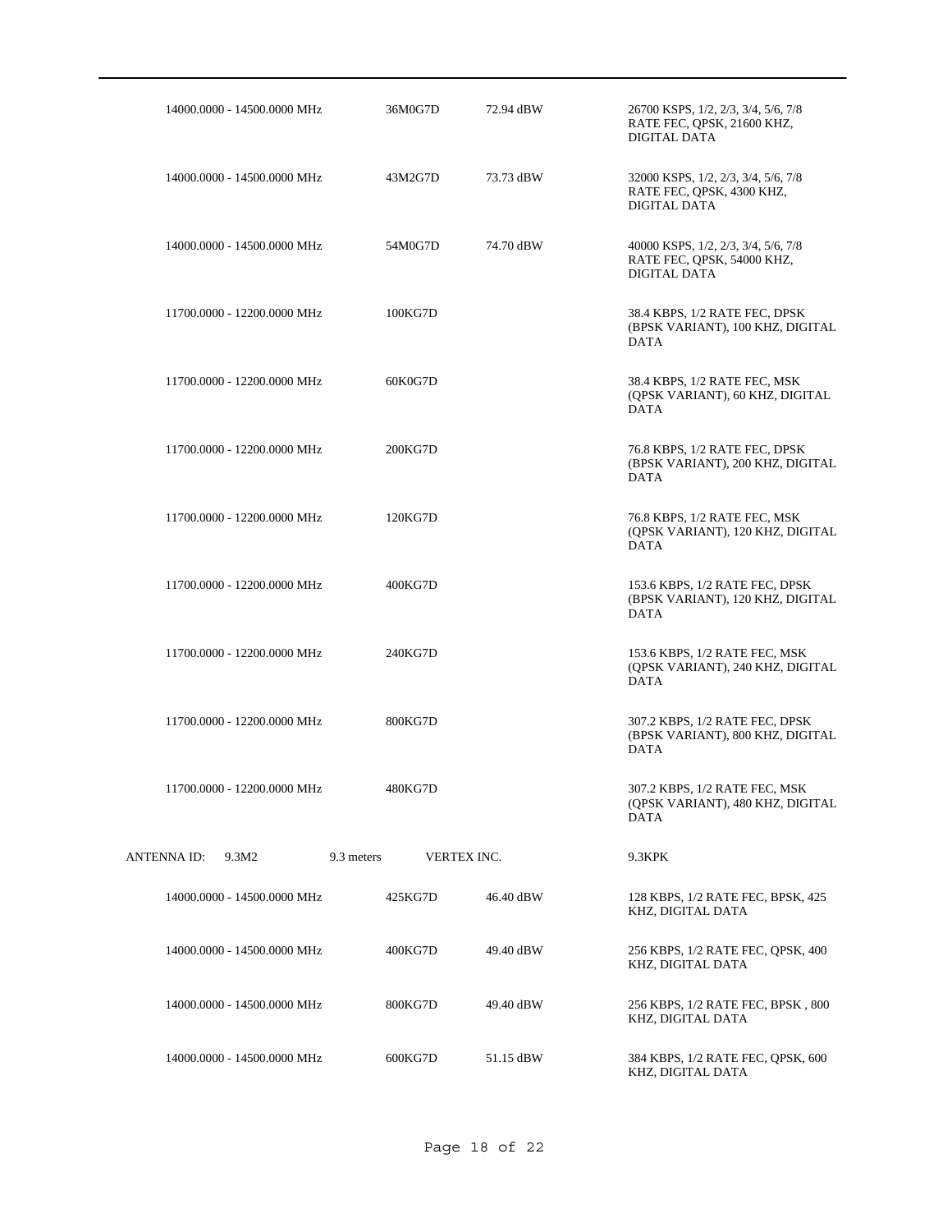| Frequency | Emission | Power | Description |
|---|---|---|---|
| 14000.0000 - 14500.0000 MHz | 36M0G7D | 72.94 dBW | 26700 KSPS, 1/2, 2/3, 3/4, 5/6, 7/8 RATE FEC, QPSK, 21600 KHZ, DIGITAL DATA |
| 14000.0000 - 14500.0000 MHz | 43M2G7D | 73.73 dBW | 32000 KSPS, 1/2, 2/3, 3/4, 5/6, 7/8 RATE FEC, QPSK, 4300 KHZ, DIGITAL DATA |
| 14000.0000 - 14500.0000 MHz | 54M0G7D | 74.70 dBW | 40000 KSPS, 1/2, 2/3, 3/4, 5/6, 7/8 RATE FEC, QPSK, 54000 KHZ, DIGITAL DATA |
| 11700.0000 - 12200.0000 MHz | 100KG7D | | 38.4 KBPS, 1/2 RATE FEC, DPSK (BPSK VARIANT), 100 KHZ, DIGITAL DATA |
| 11700.0000 - 12200.0000 MHz | 60K0G7D | | 38.4 KBPS, 1/2 RATE FEC, MSK (QPSK VARIANT), 60 KHZ, DIGITAL DATA |
| 11700.0000 - 12200.0000 MHz | 200KG7D | | 76.8 KBPS, 1/2 RATE FEC, DPSK (BPSK VARIANT), 200 KHZ, DIGITAL DATA |
| 11700.0000 - 12200.0000 MHz | 120KG7D | | 76.8 KBPS, 1/2 RATE FEC, MSK (QPSK VARIANT), 120 KHZ, DIGITAL DATA |
| 11700.0000 - 12200.0000 MHz | 400KG7D | | 153.6 KBPS, 1/2 RATE FEC, DPSK (BPSK VARIANT), 120 KHZ, DIGITAL DATA |
| 11700.0000 - 12200.0000 MHz | 240KG7D | | 153.6 KBPS, 1/2 RATE FEC, MSK (QPSK VARIANT), 240 KHZ, DIGITAL DATA |
| 11700.0000 - 12200.0000 MHz | 800KG7D | | 307.2 KBPS, 1/2 RATE FEC, DPSK (BPSK VARIANT), 800 KHZ, DIGITAL DATA |
| 11700.0000 - 12200.0000 MHz | 480KG7D | | 307.2 KBPS, 1/2 RATE FEC, MSK (QPSK VARIANT), 480 KHZ, DIGITAL DATA |

ANTENNA ID: 9.3M2 | 9.3 meters | VERTEX INC. | 9.3KPK

| Frequency | Emission | Power | Description |
|---|---|---|---|
| 14000.0000 - 14500.0000 MHz | 425KG7D | 46.40 dBW | 128 KBPS, 1/2 RATE FEC, BPSK, 425 KHZ, DIGITAL DATA |
| 14000.0000 - 14500.0000 MHz | 400KG7D | 49.40 dBW | 256 KBPS, 1/2 RATE FEC, QPSK, 400 KHZ, DIGITAL DATA |
| 14000.0000 - 14500.0000 MHz | 800KG7D | 49.40 dBW | 256 KBPS, 1/2 RATE FEC, BPSK , 800 KHZ, DIGITAL DATA |
| 14000.0000 - 14500.0000 MHz | 600KG7D | 51.15 dBW | 384 KBPS, 1/2 RATE FEC, QPSK, 600 KHZ, DIGITAL DATA |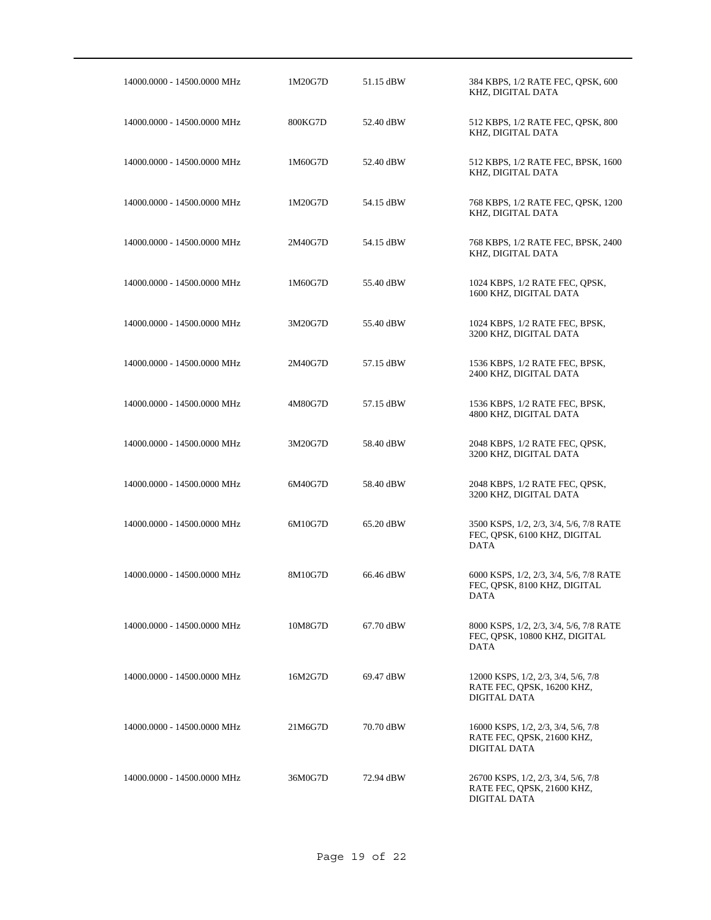| | | | |
|---|---|---|---|
| 14000.0000 - 14500.0000 MHz | 1M20G7D | 51.15 dBW | 384 KBPS, 1/2 RATE FEC, QPSK, 600 KHZ, DIGITAL DATA |
| 14000.0000 - 14500.0000 MHz | 800KG7D | 52.40 dBW | 512 KBPS, 1/2 RATE FEC, QPSK, 800 KHZ, DIGITAL DATA |
| 14000.0000 - 14500.0000 MHz | 1M60G7D | 52.40 dBW | 512 KBPS, 1/2 RATE FEC, BPSK, 1600 KHZ, DIGITAL DATA |
| 14000.0000 - 14500.0000 MHz | 1M20G7D | 54.15 dBW | 768 KBPS, 1/2 RATE FEC, QPSK, 1200 KHZ, DIGITAL DATA |
| 14000.0000 - 14500.0000 MHz | 2M40G7D | 54.15 dBW | 768 KBPS, 1/2 RATE FEC, BPSK, 2400 KHZ, DIGITAL DATA |
| 14000.0000 - 14500.0000 MHz | 1M60G7D | 55.40 dBW | 1024 KBPS, 1/2 RATE FEC, QPSK, 1600 KHZ, DIGITAL DATA |
| 14000.0000 - 14500.0000 MHz | 3M20G7D | 55.40 dBW | 1024 KBPS, 1/2 RATE FEC, BPSK, 3200 KHZ, DIGITAL DATA |
| 14000.0000 - 14500.0000 MHz | 2M40G7D | 57.15 dBW | 1536 KBPS, 1/2 RATE FEC, BPSK, 2400 KHZ, DIGITAL DATA |
| 14000.0000 - 14500.0000 MHz | 4M80G7D | 57.15 dBW | 1536 KBPS, 1/2 RATE FEC, BPSK, 4800 KHZ, DIGITAL DATA |
| 14000.0000 - 14500.0000 MHz | 3M20G7D | 58.40 dBW | 2048 KBPS, 1/2 RATE FEC, QPSK, 3200 KHZ, DIGITAL DATA |
| 14000.0000 - 14500.0000 MHz | 6M40G7D | 58.40 dBW | 2048 KBPS, 1/2 RATE FEC, QPSK, 3200 KHZ, DIGITAL DATA |
| 14000.0000 - 14500.0000 MHz | 6M10G7D | 65.20 dBW | 3500 KSPS, 1/2, 2/3, 3/4, 5/6, 7/8 RATE FEC, QPSK, 6100 KHZ, DIGITAL DATA |
| 14000.0000 - 14500.0000 MHz | 8M10G7D | 66.46 dBW | 6000 KSPS, 1/2, 2/3, 3/4, 5/6, 7/8 RATE FEC, QPSK, 8100 KHZ, DIGITAL DATA |
| 14000.0000 - 14500.0000 MHz | 10M8G7D | 67.70 dBW | 8000 KSPS, 1/2, 2/3, 3/4, 5/6, 7/8 RATE FEC, QPSK, 10800 KHZ, DIGITAL DATA |
| 14000.0000 - 14500.0000 MHz | 16M2G7D | 69.47 dBW | 12000 KSPS, 1/2, 2/3, 3/4, 5/6, 7/8 RATE FEC, QPSK, 16200 KHZ, DIGITAL DATA |
| 14000.0000 - 14500.0000 MHz | 21M6G7D | 70.70 dBW | 16000 KSPS, 1/2, 2/3, 3/4, 5/6, 7/8 RATE FEC, QPSK, 21600 KHZ, DIGITAL DATA |
| 14000.0000 - 14500.0000 MHz | 36M0G7D | 72.94 dBW | 26700 KSPS, 1/2, 2/3, 3/4, 5/6, 7/8 RATE FEC, QPSK, 21600 KHZ, DIGITAL DATA |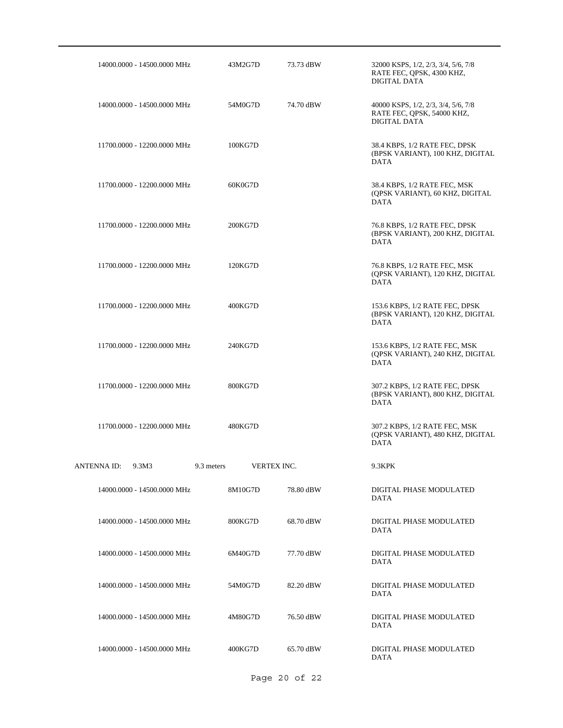| Frequency | Emission Designator | Power | Description |
|---|---|---|---|
| 14000.0000 - 14500.0000 MHz | 43M2G7D | 73.73 dBW | 32000 KSPS, 1/2, 2/3, 3/4, 5/6, 7/8 RATE FEC, QPSK, 4300 KHZ, DIGITAL DATA |
| 14000.0000 - 14500.0000 MHz | 54M0G7D | 74.70 dBW | 40000 KSPS, 1/2, 2/3, 3/4, 5/6, 7/8 RATE FEC, QPSK, 54000 KHZ, DIGITAL DATA |
| 11700.0000 - 12200.0000 MHz | 100KG7D | | 38.4 KBPS, 1/2 RATE FEC, DPSK (BPSK VARIANT), 100 KHZ, DIGITAL DATA |
| 11700.0000 - 12200.0000 MHz | 60K0G7D | | 38.4 KBPS, 1/2 RATE FEC, MSK (QPSK VARIANT), 60 KHZ, DIGITAL DATA |
| 11700.0000 - 12200.0000 MHz | 200KG7D | | 76.8 KBPS, 1/2 RATE FEC, DPSK (BPSK VARIANT), 200 KHZ, DIGITAL DATA |
| 11700.0000 - 12200.0000 MHz | 120KG7D | | 76.8 KBPS, 1/2 RATE FEC, MSK (QPSK VARIANT), 120 KHZ, DIGITAL DATA |
| 11700.0000 - 12200.0000 MHz | 400KG7D | | 153.6 KBPS, 1/2 RATE FEC, DPSK (BPSK VARIANT), 120 KHZ, DIGITAL DATA |
| 11700.0000 - 12200.0000 MHz | 240KG7D | | 153.6 KBPS, 1/2 RATE FEC, MSK (QPSK VARIANT), 240 KHZ, DIGITAL DATA |
| 11700.0000 - 12200.0000 MHz | 800KG7D | | 307.2 KBPS, 1/2 RATE FEC, DPSK (BPSK VARIANT), 800 KHZ, DIGITAL DATA |
| 11700.0000 - 12200.0000 MHz | 480KG7D | | 307.2 KBPS, 1/2 RATE FEC, MSK (QPSK VARIANT), 480 KHZ, DIGITAL DATA |

ANTENNA ID: 9.3M3 | 9.3 meters | VERTEX INC. | 9.3KPK

| Frequency | Emission Designator | Power | Description |
|---|---|---|---|
| 14000.0000 - 14500.0000 MHz | 8M10G7D | 78.80 dBW | DIGITAL PHASE MODULATED DATA |
| 14000.0000 - 14500.0000 MHz | 800KG7D | 68.70 dBW | DIGITAL PHASE MODULATED DATA |
| 14000.0000 - 14500.0000 MHz | 6M40G7D | 77.70 dBW | DIGITAL PHASE MODULATED DATA |
| 14000.0000 - 14500.0000 MHz | 54M0G7D | 82.20 dBW | DIGITAL PHASE MODULATED DATA |
| 14000.0000 - 14500.0000 MHz | 4M80G7D | 76.50 dBW | DIGITAL PHASE MODULATED DATA |
| 14000.0000 - 14500.0000 MHz | 400KG7D | 65.70 dBW | DIGITAL PHASE MODULATED DATA |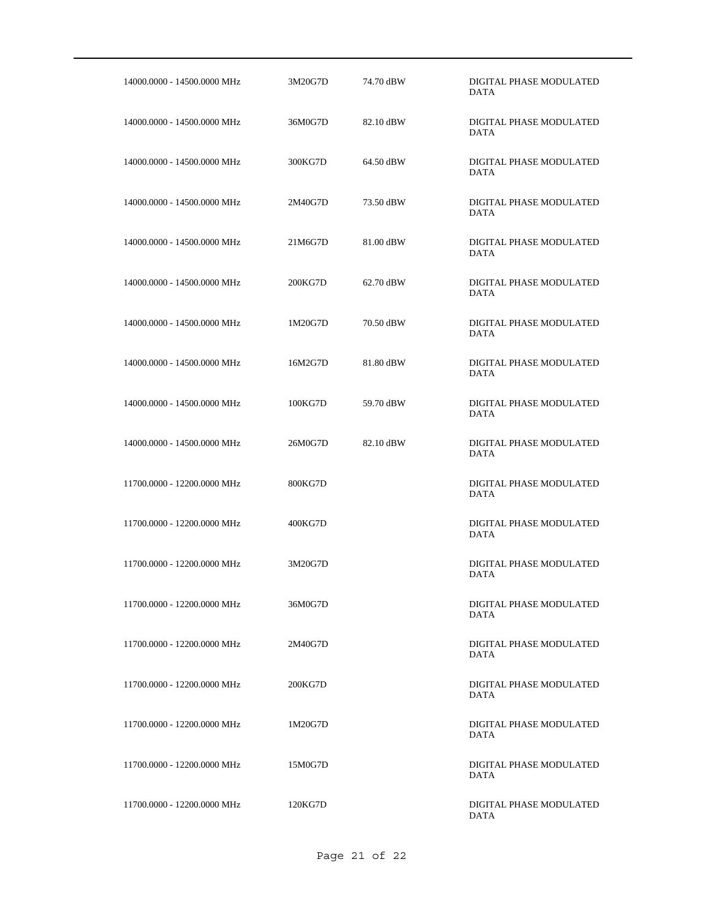| | | | |
|---|---|---|---|
| 14000.0000 - 14500.0000 MHz | 3M20G7D | 74.70 dBW | DIGITAL PHASE MODULATED DATA |
| 14000.0000 - 14500.0000 MHz | 36M0G7D | 82.10 dBW | DIGITAL PHASE MODULATED DATA |
| 14000.0000 - 14500.0000 MHz | 300KG7D | 64.50 dBW | DIGITAL PHASE MODULATED DATA |
| 14000.0000 - 14500.0000 MHz | 2M40G7D | 73.50 dBW | DIGITAL PHASE MODULATED DATA |
| 14000.0000 - 14500.0000 MHz | 21M6G7D | 81.00 dBW | DIGITAL PHASE MODULATED DATA |
| 14000.0000 - 14500.0000 MHz | 200KG7D | 62.70 dBW | DIGITAL PHASE MODULATED DATA |
| 14000.0000 - 14500.0000 MHz | 1M20G7D | 70.50 dBW | DIGITAL PHASE MODULATED DATA |
| 14000.0000 - 14500.0000 MHz | 16M2G7D | 81.80 dBW | DIGITAL PHASE MODULATED DATA |
| 14000.0000 - 14500.0000 MHz | 100KG7D | 59.70 dBW | DIGITAL PHASE MODULATED DATA |
| 14000.0000 - 14500.0000 MHz | 26M0G7D | 82.10 dBW | DIGITAL PHASE MODULATED DATA |
| 11700.0000 - 12200.0000 MHz | 800KG7D | | DIGITAL PHASE MODULATED DATA |
| 11700.0000 - 12200.0000 MHz | 400KG7D | | DIGITAL PHASE MODULATED DATA |
| 11700.0000 - 12200.0000 MHz | 3M20G7D | | DIGITAL PHASE MODULATED DATA |
| 11700.0000 - 12200.0000 MHz | 36M0G7D | | DIGITAL PHASE MODULATED DATA |
| 11700.0000 - 12200.0000 MHz | 2M40G7D | | DIGITAL PHASE MODULATED DATA |
| 11700.0000 - 12200.0000 MHz | 200KG7D | | DIGITAL PHASE MODULATED DATA |
| 11700.0000 - 12200.0000 MHz | 1M20G7D | | DIGITAL PHASE MODULATED DATA |
| 11700.0000 - 12200.0000 MHz | 15M0G7D | | DIGITAL PHASE MODULATED DATA |
| 11700.0000 - 12200.0000 MHz | 120KG7D | | DIGITAL PHASE MODULATED DATA |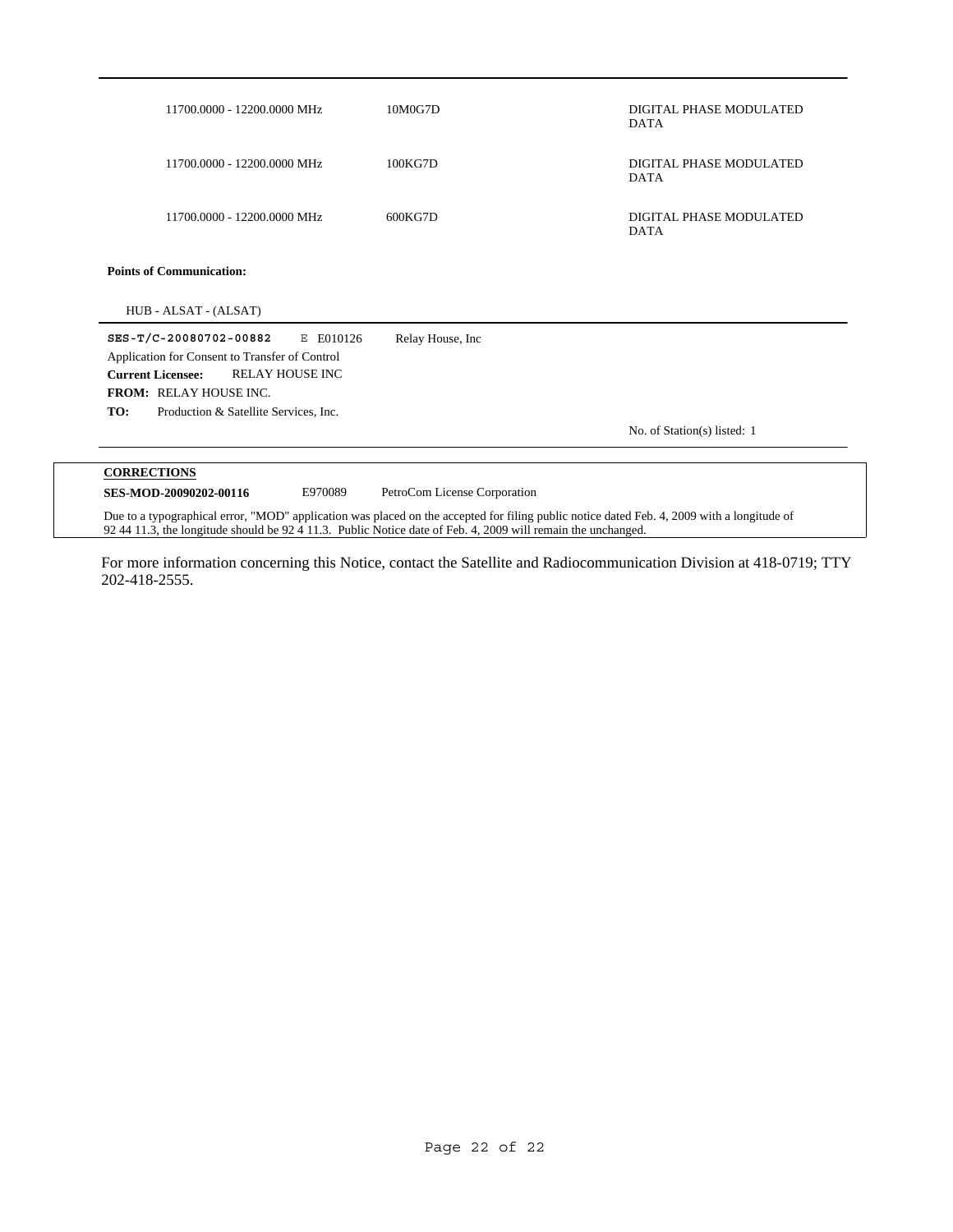| | | |
|---|---|---|
| 11700.0000 - 12200.0000 MHz | 10M0G7D | DIGITAL PHASE MODULATED DATA |
| 11700.0000 - 12200.0000 MHz | 100KG7D | DIGITAL PHASE MODULATED DATA |
| 11700.0000 - 12200.0000 MHz | 600KG7D | DIGITAL PHASE MODULATED DATA |

**Points of Communication:**

HUB - ALSAT - (ALSAT)

---

**SES-T/C-20080702-00882** E E010126 Relay House, Inc

Application for Consent to Transfer of Control

**Current Licensee:** RELAY HOUSE INC

**FROM:** RELAY HOUSE INC.

**TO:** Production & Satellite Services, Inc.

No. of Station(s) listed: 1

---

**CORRECTIONS**

**SES-MOD-20090202-00116** E970089 PetroCom License Corporation

Due to a typographical error, "MOD" application was placed on the accepted for filing public notice dated Feb. 4, 2009 with a longitude of 92 44 11.3, the longitude should be 92 4 11.3. Public Notice date of Feb. 4, 2009 will remain the unchanged.

For more information concerning this Notice, contact the Satellite and Radiocommunication Division at 418-0719; TTY 202-418-2555.